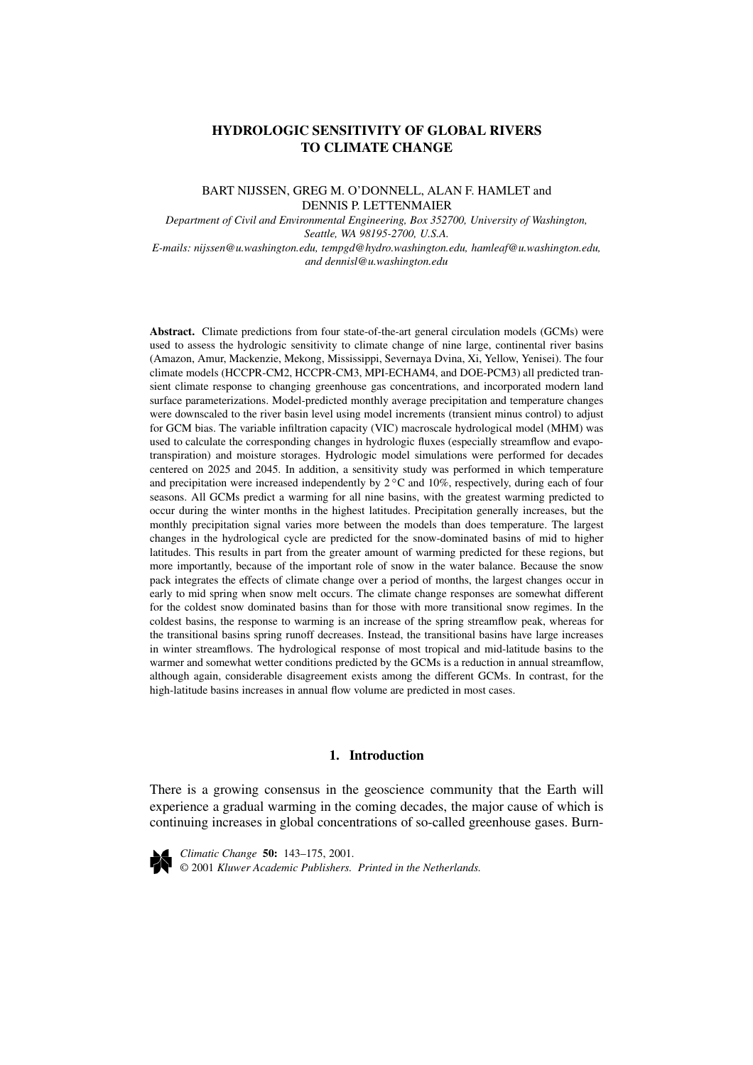# HYDROLOGIC SENSITIVITY OF GLOBAL RIVERS TO CLIMATE CHANGE

BART NIJSSEN, GREG M. O'DONNELL, ALAN F. HAMLET and DENNIS P. LETTENMAIER

*Department of Civil and Environmental Engineering, Box 352700, University of Washington, Seattle, WA 98195-2700, U.S.A.*

*E-mails: nijssen@u.washington.edu, tempgd@hydro.washington.edu, hamleaf@u.washington.edu, and dennisl@u.washington.edu*

**Abstract.** Climate predictions from four state-of-the-art general circulation models (GCMs) were used to assess the hydrologic sensitivity to climate change of nine large, continental river basins (Amazon, Amur, Mackenzie, Mekong, Mississippi, Severnaya Dvina, Xi, Yellow, Yenisei). The four climate models (HCCPR-CM2, HCCPR-CM3, MPI-ECHAM4, and DOE-PCM3) all predicted transient climate response to changing greenhouse gas concentrations, and incorporated modern land surface parameterizations. Model-predicted monthly average precipitation and temperature changes were downscaled to the river basin level using model increments (transient minus control) to adjust for GCM bias. The variable infiltration capacity (VIC) macroscale hydrological model (MHM) was used to calculate the corresponding changes in hydrologic fluxes (especially streamflow and evapotranspiration) and moisture storages. Hydrologic model simulations were performed for decades centered on 2025 and 2045. In addition, a sensitivity study was performed in which temperature and precipitation were increased independently by 2 °C and 10%, respectively, during each of four seasons. All GCMs predict a warming for all nine basins, with the greatest warming predicted to occur during the winter months in the highest latitudes. Precipitation generally increases, but the monthly precipitation signal varies more between the models than does temperature. The largest changes in the hydrological cycle are predicted for the snow-dominated basins of mid to higher latitudes. This results in part from the greater amount of warming predicted for these regions, but more importantly, because of the important role of snow in the water balance. Because the snow pack integrates the effects of climate change over a period of months, the largest changes occur in early to mid spring when snow melt occurs. The climate change responses are somewhat different for the coldest snow dominated basins than for those with more transitional snow regimes. In the coldest basins, the response to warming is an increase of the spring streamflow peak, whereas for the transitional basins spring runoff decreases. Instead, the transitional basins have large increases in winter streamflows. The hydrological response of most tropical and mid-latitude basins to the warmer and somewhat wetter conditions predicted by the GCMs is a reduction in annual streamflow, although again, considerable disagreement exists among the different GCMs. In contrast, for the high-latitude basins increases in annual flow volume are predicted in most cases.

## 1. Introduction

There is a growing consensus in the geoscience community that the Earth will experience a gradual warming in the coming decades, the major cause of which is continuing increases in global concentrations of so-called greenhouse gases. Burn-

*Climatic Change* **50:** 143–175, 2001.
© 2001 *Kluwer Academic Publishers. Printed in the Netherlands.*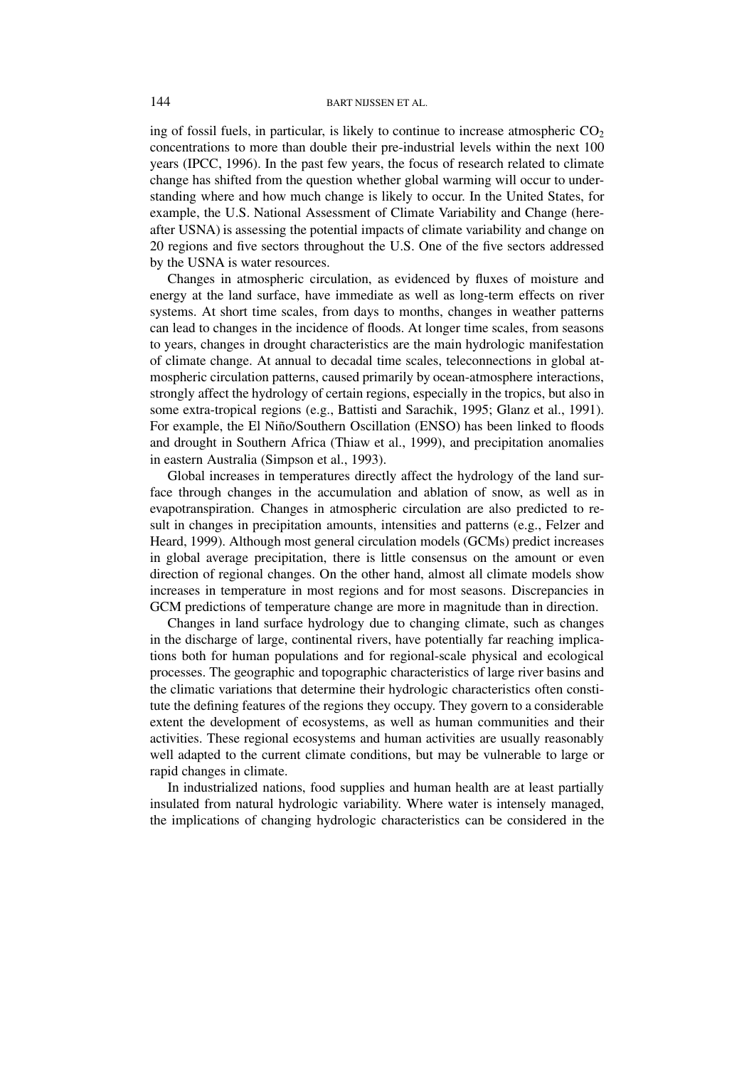ing of fossil fuels, in particular, is likely to continue to increase atmospheric $CO_2$ concentrations to more than double their pre-industrial levels within the next 100 years (IPCC, 1996). In the past few years, the focus of research related to climate change has shifted from the question whether global warming will occur to understanding where and how much change is likely to occur. In the United States, for example, the U.S. National Assessment of Climate Variability and Change (hereafter USNA) is assessing the potential impacts of climate variability and change on 20 regions and five sectors throughout the U.S. One of the five sectors addressed by the USNA is water resources.

Changes in atmospheric circulation, as evidenced by fluxes of moisture and energy at the land surface, have immediate as well as long-term effects on river systems. At short time scales, from days to months, changes in weather patterns can lead to changes in the incidence of floods. At longer time scales, from seasons to years, changes in drought characteristics are the main hydrologic manifestation of climate change. At annual to decadal time scales, teleconnections in global atmospheric circulation patterns, caused primarily by ocean-atmosphere interactions, strongly affect the hydrology of certain regions, especially in the tropics, but also in some extra-tropical regions (e.g., Battisti and Sarachik, 1995; Glanz et al., 1991). For example, the El Niño/Southern Oscillation (ENSO) has been linked to floods and drought in Southern Africa (Thiaw et al., 1999), and precipitation anomalies in eastern Australia (Simpson et al., 1993).

Global increases in temperatures directly affect the hydrology of the land surface through changes in the accumulation and ablation of snow, as well as in evapotranspiration. Changes in atmospheric circulation are also predicted to result in changes in precipitation amounts, intensities and patterns (e.g., Felzer and Heard, 1999). Although most general circulation models (GCMs) predict increases in global average precipitation, there is little consensus on the amount or even direction of regional changes. On the other hand, almost all climate models show increases in temperature in most regions and for most seasons. Discrepancies in GCM predictions of temperature change are more in magnitude than in direction.

Changes in land surface hydrology due to changing climate, such as changes in the discharge of large, continental rivers, have potentially far reaching implications both for human populations and for regional-scale physical and ecological processes. The geographic and topographic characteristics of large river basins and the climatic variations that determine their hydrologic characteristics often constitute the defining features of the regions they occupy. They govern to a considerable extent the development of ecosystems, as well as human communities and their activities. These regional ecosystems and human activities are usually reasonably well adapted to the current climate conditions, but may be vulnerable to large or rapid changes in climate.

In industrialized nations, food supplies and human health are at least partially insulated from natural hydrologic variability. Where water is intensely managed, the implications of changing hydrologic characteristics can be considered in the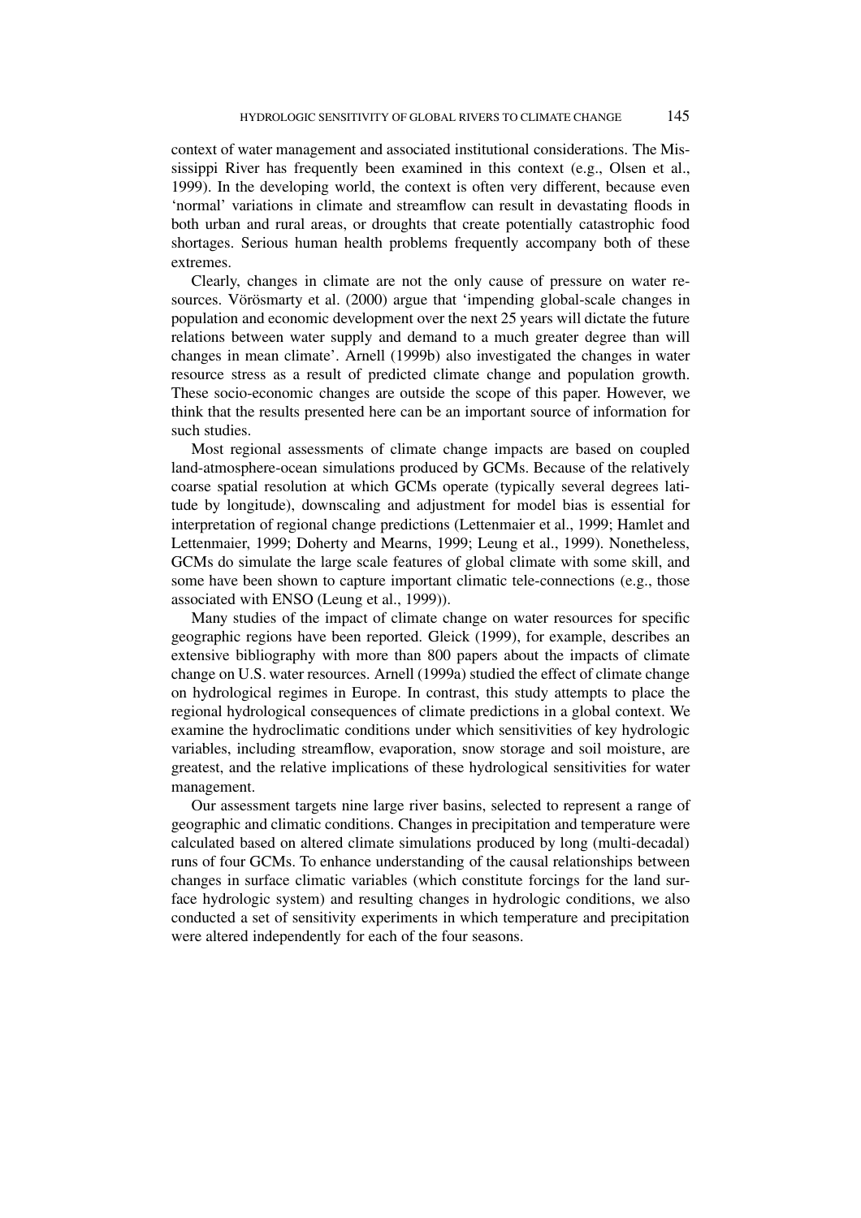context of water management and associated institutional considerations. The Mississippi River has frequently been examined in this context (e.g., Olsen et al., 1999). In the developing world, the context is often very different, because even 'normal' variations in climate and streamflow can result in devastating floods in both urban and rural areas, or droughts that create potentially catastrophic food shortages. Serious human health problems frequently accompany both of these extremes.

Clearly, changes in climate are not the only cause of pressure on water resources. Vörösmarty et al. (2000) argue that 'impending global-scale changes in population and economic development over the next 25 years will dictate the future relations between water supply and demand to a much greater degree than will changes in mean climate'. Arnell (1999b) also investigated the changes in water resource stress as a result of predicted climate change and population growth. These socio-economic changes are outside the scope of this paper. However, we think that the results presented here can be an important source of information for such studies.

Most regional assessments of climate change impacts are based on coupled land-atmosphere-ocean simulations produced by GCMs. Because of the relatively coarse spatial resolution at which GCMs operate (typically several degrees latitude by longitude), downscaling and adjustment for model bias is essential for interpretation of regional change predictions (Lettenmaier et al., 1999; Hamlet and Lettenmaier, 1999; Doherty and Mearns, 1999; Leung et al., 1999). Nonetheless, GCMs do simulate the large scale features of global climate with some skill, and some have been shown to capture important climatic tele-connections (e.g., those associated with ENSO (Leung et al., 1999)).

Many studies of the impact of climate change on water resources for specific geographic regions have been reported. Gleick (1999), for example, describes an extensive bibliography with more than 800 papers about the impacts of climate change on U.S. water resources. Arnell (1999a) studied the effect of climate change on hydrological regimes in Europe. In contrast, this study attempts to place the regional hydrological consequences of climate predictions in a global context. We examine the hydroclimatic conditions under which sensitivities of key hydrologic variables, including streamflow, evaporation, snow storage and soil moisture, are greatest, and the relative implications of these hydrological sensitivities for water management.

Our assessment targets nine large river basins, selected to represent a range of geographic and climatic conditions. Changes in precipitation and temperature were calculated based on altered climate simulations produced by long (multi-decadal) runs of four GCMs. To enhance understanding of the causal relationships between changes in surface climatic variables (which constitute forcings for the land surface hydrologic system) and resulting changes in hydrologic conditions, we also conducted a set of sensitivity experiments in which temperature and precipitation were altered independently for each of the four seasons.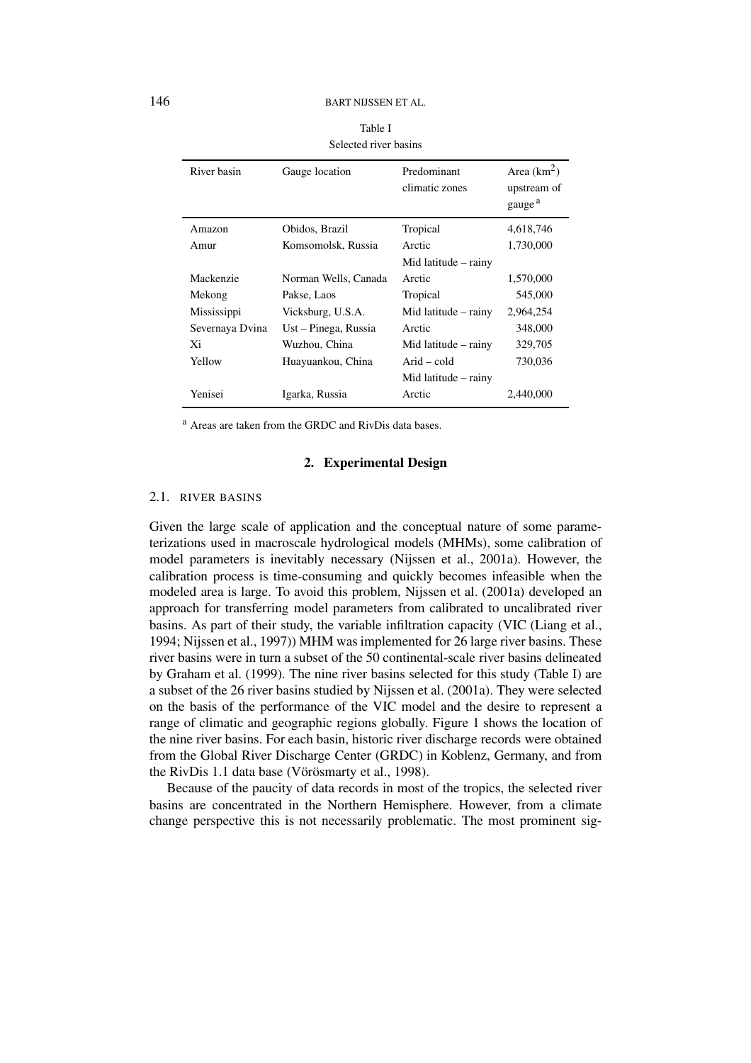Table I
Selected river basins

| River basin | Gauge location | Predominant climatic zones | Area ($km^2$) upstream of gauge [a] |
|---|---|---|---|
| Amazon | Obidos, Brazil | Tropical | 4,618,746 |
| Amur | Komsomolsk, Russia | Arctic | 1,730,000 |
| | | Mid latitude – rainy | |
| Mackenzie | Norman Wells, Canada | Arctic | 1,570,000 |
| Mekong | Pakse, Laos | Tropical | 545,000 |
| Mississippi | Vicksburg, U.S.A. | Mid latitude – rainy | 2,964,254 |
| Severnaya Dvina | Ust – Pinega, Russia | Arctic | 348,000 |
| Xi | Wuzhou, China | Mid latitude – rainy | 329,705 |
| Yellow | Huayuankou, China | Arid – cold | 730,036 |
| | | Mid latitude – rainy | |
| Yenisei | Igarka, Russia | Arctic | 2,440,000 |

[a] Areas are taken from the GRDC and RivDis data bases.

## 2. Experimental Design

### 2.1. River Basins

Given the large scale of application and the conceptual nature of some parameterizations used in macroscale hydrological models (MHMs), some calibration of model parameters is inevitably necessary (Nijssen et al., 2001a). However, the calibration process is time-consuming and quickly becomes infeasible when the modeled area is large. To avoid this problem, Nijssen et al. (2001a) developed an approach for transferring model parameters from calibrated to uncalibrated river basins. As part of their study, the variable infiltration capacity (VIC (Liang et al., 1994; Nijssen et al., 1997)) MHM was implemented for 26 large river basins. These river basins were in turn a subset of the 50 continental-scale river basins delineated by Graham et al. (1999). The nine river basins selected for this study (Table I) are a subset of the 26 river basins studied by Nijssen et al. (2001a). They were selected on the basis of the performance of the VIC model and the desire to represent a range of climatic and geographic regions globally. Figure 1 shows the location of the nine river basins. For each basin, historic river discharge records were obtained from the Global River Discharge Center (GRDC) in Koblenz, Germany, and from the RivDis 1.1 data base (Vörösmarty et al., 1998).

Because of the paucity of data records in most of the tropics, the selected river basins are concentrated in the Northern Hemisphere. However, from a climate change perspective this is not necessarily problematic. The most prominent sig-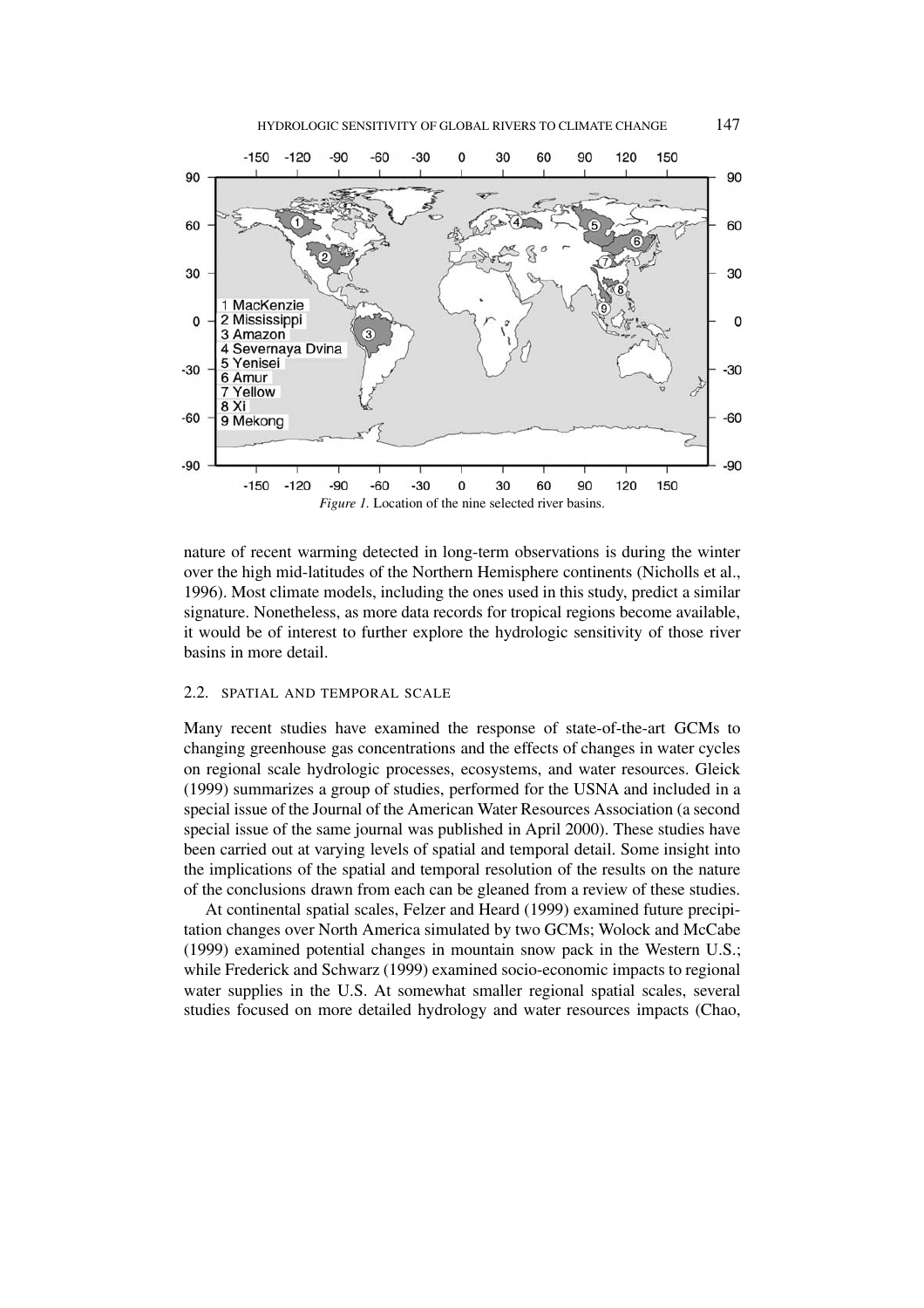*Figure 1.* Location of the nine selected river basins.

nature of recent warming detected in long-term observations is during the winter over the high mid-latitudes of the Northern Hemisphere continents (Nicholls et al., 1996). Most climate models, including the ones used in this study, predict a similar signature. Nonetheless, as more data records for tropical regions become available, it would be of interest to further explore the hydrologic sensitivity of those river basins in more detail.

### 2.2. SPATIAL AND TEMPORAL SCALE

Many recent studies have examined the response of state-of-the-art GCMs to changing greenhouse gas concentrations and the effects of changes in water cycles on regional scale hydrologic processes, ecosystems, and water resources. Gleick (1999) summarizes a group of studies, performed for the USNA and included in a special issue of the Journal of the American Water Resources Association (a second special issue of the same journal was published in April 2000). These studies have been carried out at varying levels of spatial and temporal detail. Some insight into the implications of the spatial and temporal resolution of the results on the nature of the conclusions drawn from each can be gleaned from a review of these studies.

At continental spatial scales, Felzer and Heard (1999) examined future precipitation changes over North America simulated by two GCMs; Wolock and McCabe (1999) examined potential changes in mountain snow pack in the Western U.S.; while Frederick and Schwarz (1999) examined socio-economic impacts to regional water supplies in the U.S. At somewhat smaller regional spatial scales, several studies focused on more detailed hydrology and water resources impacts (Chao,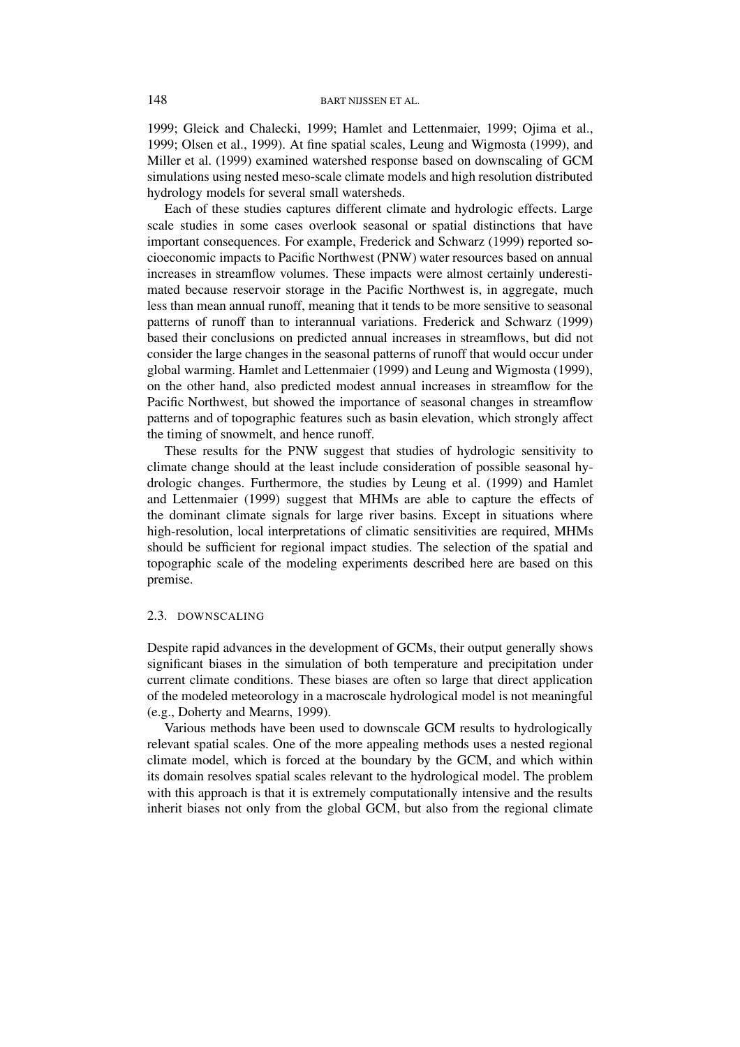1999; Gleick and Chalecki, 1999; Hamlet and Lettenmaier, 1999; Ojima et al., 1999; Olsen et al., 1999). At fine spatial scales, Leung and Wigmosta (1999), and Miller et al. (1999) examined watershed response based on downscaling of GCM simulations using nested meso-scale climate models and high resolution distributed hydrology models for several small watersheds.

Each of these studies captures different climate and hydrologic effects. Large scale studies in some cases overlook seasonal or spatial distinctions that have important consequences. For example, Frederick and Schwarz (1999) reported socioeconomic impacts to Pacific Northwest (PNW) water resources based on annual increases in streamflow volumes. These impacts were almost certainly underestimated because reservoir storage in the Pacific Northwest is, in aggregate, much less than mean annual runoff, meaning that it tends to be more sensitive to seasonal patterns of runoff than to interannual variations. Frederick and Schwarz (1999) based their conclusions on predicted annual increases in streamflows, but did not consider the large changes in the seasonal patterns of runoff that would occur under global warming. Hamlet and Lettenmaier (1999) and Leung and Wigmosta (1999), on the other hand, also predicted modest annual increases in streamflow for the Pacific Northwest, but showed the importance of seasonal changes in streamflow patterns and of topographic features such as basin elevation, which strongly affect the timing of snowmelt, and hence runoff.

These results for the PNW suggest that studies of hydrologic sensitivity to climate change should at the least include consideration of possible seasonal hydrologic changes. Furthermore, the studies by Leung et al. (1999) and Hamlet and Lettenmaier (1999) suggest that MHMs are able to capture the effects of the dominant climate signals for large river basins. Except in situations where high-resolution, local interpretations of climatic sensitivities are required, MHMs should be sufficient for regional impact studies. The selection of the spatial and topographic scale of the modeling experiments described here are based on this premise.

### 2.3. Downscaling

Despite rapid advances in the development of GCMs, their output generally shows significant biases in the simulation of both temperature and precipitation under current climate conditions. These biases are often so large that direct application of the modeled meteorology in a macroscale hydrological model is not meaningful (e.g., Doherty and Mearns, 1999).

Various methods have been used to downscale GCM results to hydrologically relevant spatial scales. One of the more appealing methods uses a nested regional climate model, which is forced at the boundary by the GCM, and which within its domain resolves spatial scales relevant to the hydrological model. The problem with this approach is that it is extremely computationally intensive and the results inherit biases not only from the global GCM, but also from the regional climate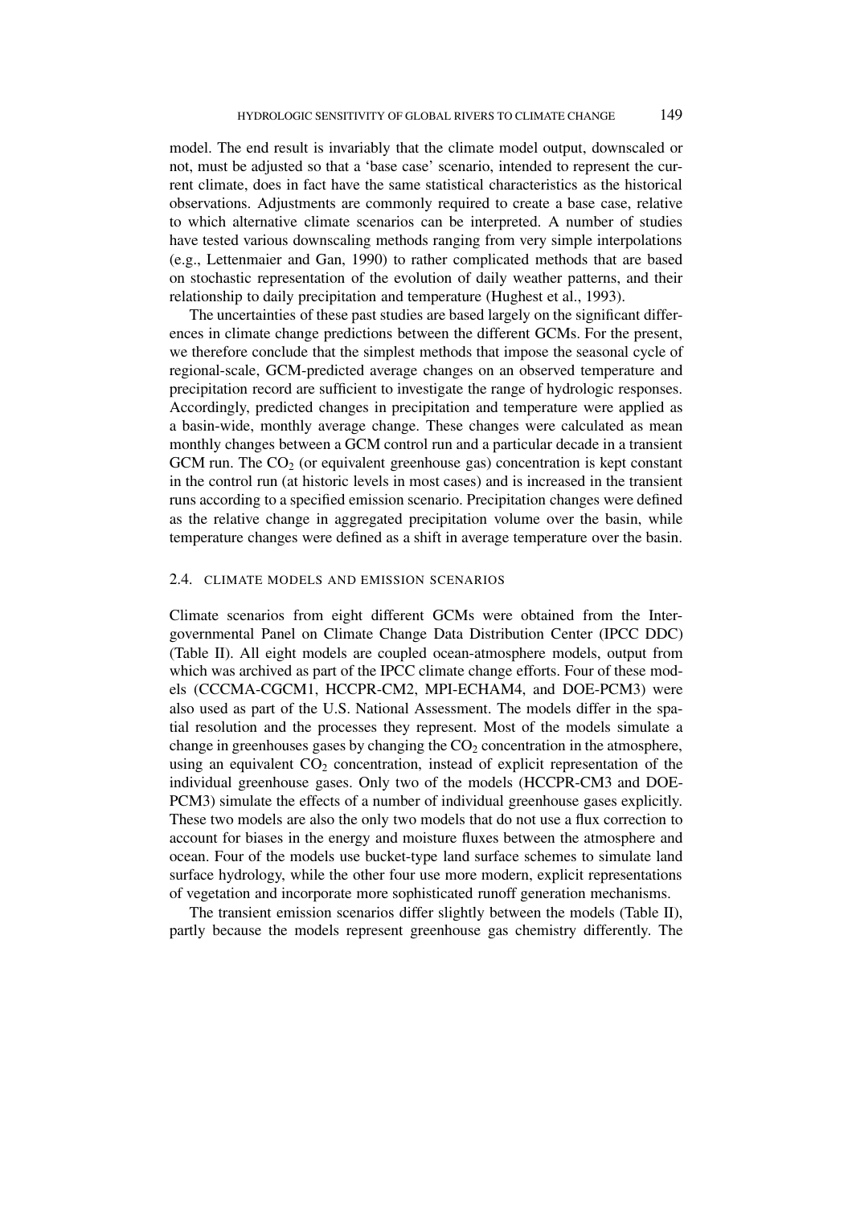model. The end result is invariably that the climate model output, downscaled or not, must be adjusted so that a 'base case' scenario, intended to represent the current climate, does in fact have the same statistical characteristics as the historical observations. Adjustments are commonly required to create a base case, relative to which alternative climate scenarios can be interpreted. A number of studies have tested various downscaling methods ranging from very simple interpolations (e.g., Lettenmaier and Gan, 1990) to rather complicated methods that are based on stochastic representation of the evolution of daily weather patterns, and their relationship to daily precipitation and temperature (Hughest et al., 1993).

The uncertainties of these past studies are based largely on the significant differences in climate change predictions between the different GCMs. For the present, we therefore conclude that the simplest methods that impose the seasonal cycle of regional-scale, GCM-predicted average changes on an observed temperature and precipitation record are sufficient to investigate the range of hydrologic responses. Accordingly, predicted changes in precipitation and temperature were applied as a basin-wide, monthly average change. These changes were calculated as mean monthly changes between a GCM control run and a particular decade in a transient GCM run. The $CO_2$ (or equivalent greenhouse gas) concentration is kept constant in the control run (at historic levels in most cases) and is increased in the transient runs according to a specified emission scenario. Precipitation changes were defined as the relative change in aggregated precipitation volume over the basin, while temperature changes were defined as a shift in average temperature over the basin.

## 2.4. CLIMATE MODELS AND EMISSION SCENARIOS

Climate scenarios from eight different GCMs were obtained from the Intergovernmental Panel on Climate Change Data Distribution Center (IPCC DDC) (Table II). All eight models are coupled ocean-atmosphere models, output from which was archived as part of the IPCC climate change efforts. Four of these models (CCCMA-CGCM1, HCCPR-CM2, MPI-ECHAM4, and DOE-PCM3) were also used as part of the U.S. National Assessment. The models differ in the spatial resolution and the processes they represent. Most of the models simulate a change in greenhouses gases by changing the $CO_2$ concentration in the atmosphere, using an equivalent $CO_2$ concentration, instead of explicit representation of the individual greenhouse gases. Only two of the models (HCCPR-CM3 and DOE-PCM3) simulate the effects of a number of individual greenhouse gases explicitly. These two models are also the only two models that do not use a flux correction to account for biases in the energy and moisture fluxes between the atmosphere and ocean. Four of the models use bucket-type land surface schemes to simulate land surface hydrology, while the other four use more modern, explicit representations of vegetation and incorporate more sophisticated runoff generation mechanisms.

The transient emission scenarios differ slightly between the models (Table II), partly because the models represent greenhouse gas chemistry differently. The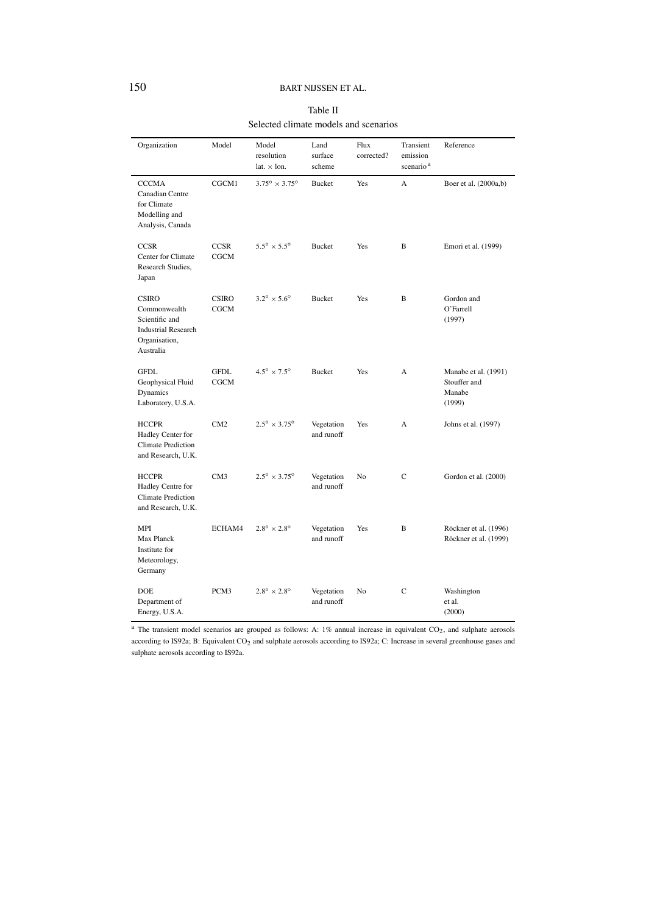Table II

Selected climate models and scenarios

| Organization | Model | Model resolution lat. × lon. | Land surface scheme | Flux corrected? | Transient emission scenario[a] | Reference |
|---|---|---|---|---|---|---|
| CCCMA Canadian Centre for Climate Modelling and Analysis, Canada | CGCM1 | $3.75° \times 3.75°$ | Bucket | Yes | A | Boer et al. (2000a,b) |
| CCSR Center for Climate Research Studies, Japan | CCSR CGCM | $5.5° \times 5.5°$ | Bucket | Yes | B | Emori et al. (1999) |
| CSIRO Commonwealth Scientific and Industrial Research Organisation, Australia | CSIRO CGCM | $3.2° \times 5.6°$ | Bucket | Yes | B | Gordon and O'Farrell (1997) |
| GFDL Geophysical Fluid Dynamics Laboratory, U.S.A. | GFDL CGCM | $4.5° \times 7.5°$ | Bucket | Yes | A | Manabe et al. (1991) Stouffer and Manabe (1999) |
| HCCPR Hadley Center for Climate Prediction and Research, U.K. | CM2 | $2.5° \times 3.75°$ | Vegetation and runoff | Yes | A | Johns et al. (1997) |
| HCCPR Hadley Centre for Climate Prediction and Research, U.K. | CM3 | $2.5° \times 3.75°$ | Vegetation and runoff | No | C | Gordon et al. (2000) |
| MPI Max Planck Institute for Meteorology, Germany | ECHAM4 | $2.8° \times 2.8°$ | Vegetation and runoff | Yes | B | Röckner et al. (1996) Röckner et al. (1999) |
| DOE Department of Energy, U.S.A. | PCM3 | $2.8° \times 2.8°$ | Vegetation and runoff | No | C | Washington et al. (2000) |

[a] The transient model scenarios are grouped as follows: A: 1% annual increase in equivalent $CO_2$, and sulphate aerosols according to IS92a; B: Equivalent $CO_2$ and sulphate aerosols according to IS92a; C: Increase in several greenhouse gases and sulphate aerosols according to IS92a.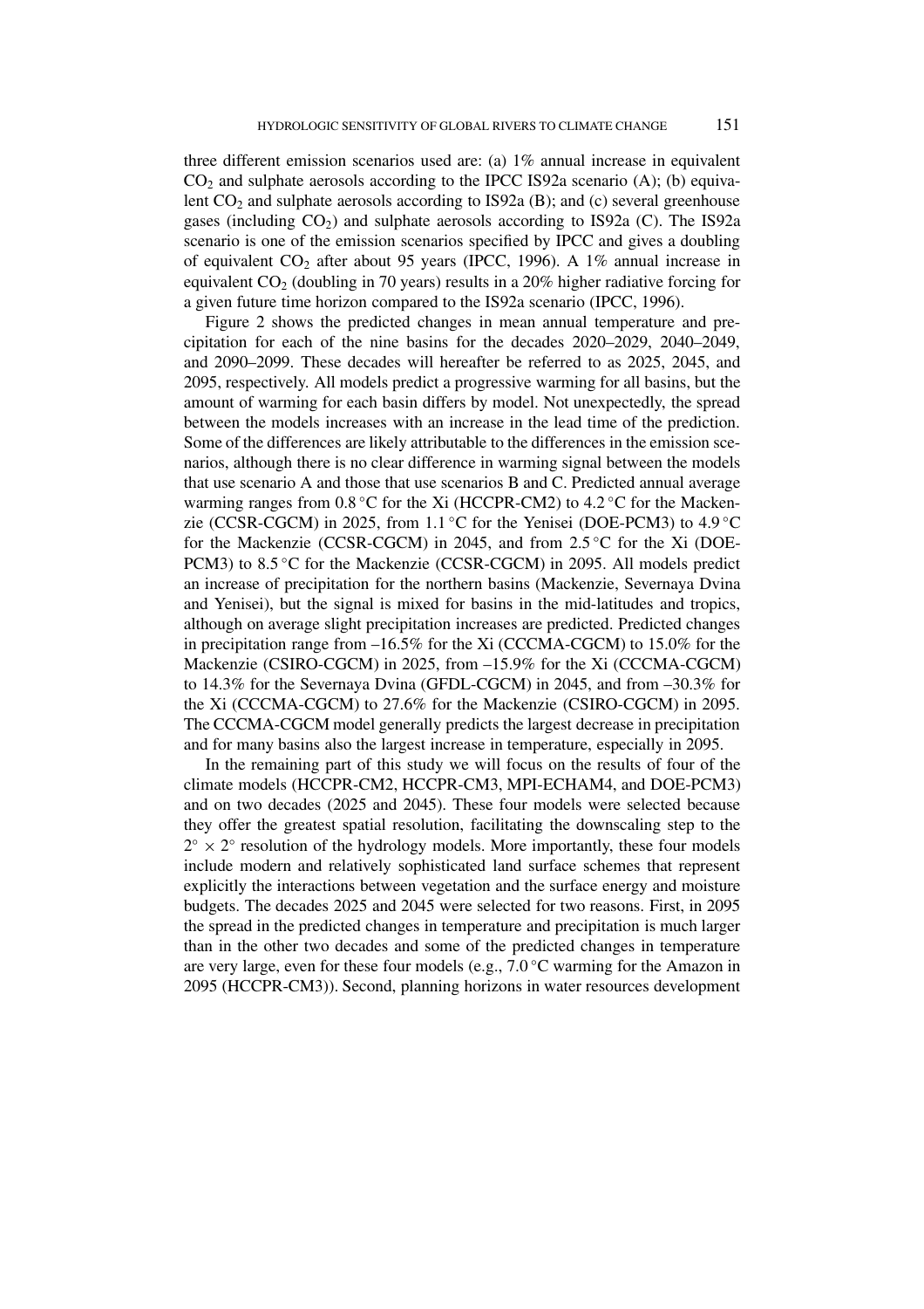three different emission scenarios used are: (a) 1% annual increase in equivalent $CO_2$ and sulphate aerosols according to the IPCC IS92a scenario (A); (b) equivalent $CO_2$ and sulphate aerosols according to IS92a (B); and (c) several greenhouse gases (including $CO_2$) and sulphate aerosols according to IS92a (C). The IS92a scenario is one of the emission scenarios specified by IPCC and gives a doubling of equivalent $CO_2$ after about 95 years (IPCC, 1996). A 1% annual increase in equivalent $CO_2$ (doubling in 70 years) results in a 20% higher radiative forcing for a given future time horizon compared to the IS92a scenario (IPCC, 1996).

Figure 2 shows the predicted changes in mean annual temperature and precipitation for each of the nine basins for the decades 2020–2029, 2040–2049, and 2090–2099. These decades will hereafter be referred to as 2025, 2045, and 2095, respectively. All models predict a progressive warming for all basins, but the amount of warming for each basin differs by model. Not unexpectedly, the spread between the models increases with an increase in the lead time of the prediction. Some of the differences are likely attributable to the differences in the emission scenarios, although there is no clear difference in warming signal between the models that use scenario A and those that use scenarios B and C. Predicted annual average warming ranges from 0.8 °C for the Xi (HCCPR-CM2) to 4.2 °C for the Mackenzie (CCSR-CGCM) in 2025, from 1.1 °C for the Yenisei (DOE-PCM3) to 4.9 °C for the Mackenzie (CCSR-CGCM) in 2045, and from 2.5 °C for the Xi (DOE-PCM3) to 8.5 °C for the Mackenzie (CCSR-CGCM) in 2095. All models predict an increase of precipitation for the northern basins (Mackenzie, Severnaya Dvina and Yenisei), but the signal is mixed for basins in the mid-latitudes and tropics, although on average slight precipitation increases are predicted. Predicted changes in precipitation range from –16.5% for the Xi (CCCMA-CGCM) to 15.0% for the Mackenzie (CSIRO-CGCM) in 2025, from –15.9% for the Xi (CCCMA-CGCM) to 14.3% for the Severnaya Dvina (GFDL-CGCM) in 2045, and from –30.3% for the Xi (CCCMA-CGCM) to 27.6% for the Mackenzie (CSIRO-CGCM) in 2095. The CCCMA-CGCM model generally predicts the largest decrease in precipitation and for many basins also the largest increase in temperature, especially in 2095.

In the remaining part of this study we will focus on the results of four of the climate models (HCCPR-CM2, HCCPR-CM3, MPI-ECHAM4, and DOE-PCM3) and on two decades (2025 and 2045). These four models were selected because they offer the greatest spatial resolution, facilitating the downscaling step to the $2^\circ \times 2^\circ$ resolution of the hydrology models. More importantly, these four models include modern and relatively sophisticated land surface schemes that represent explicitly the interactions between vegetation and the surface energy and moisture budgets. The decades 2025 and 2045 were selected for two reasons. First, in 2095 the spread in the predicted changes in temperature and precipitation is much larger than in the other two decades and some of the predicted changes in temperature are very large, even for these four models (e.g., 7.0 °C warming for the Amazon in 2095 (HCCPR-CM3)). Second, planning horizons in water resources development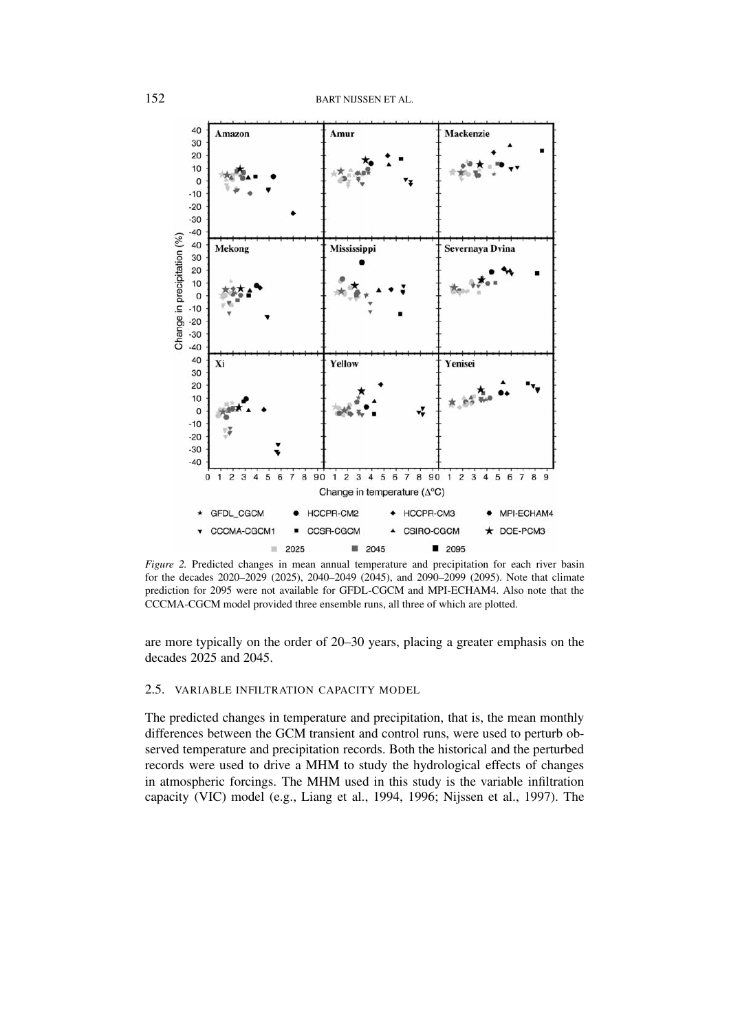*Figure 2.* Predicted changes in mean annual temperature and precipitation for each river basin for the decades 2020–2029 (2025), 2040–2049 (2045), and 2090–2099 (2095). Note that climate prediction for 2095 were not available for GFDL-CGCM and MPI-ECHAM4. Also note that the CCCMA-CGCM model provided three ensemble runs, all three of which are plotted.

are more typically on the order of 20–30 years, placing a greater emphasis on the decades 2025 and 2045.

### 2.5. VARIABLE INFILTRATION CAPACITY MODEL

The predicted changes in temperature and precipitation, that is, the mean monthly differences between the GCM transient and control runs, were used to perturb observed temperature and precipitation records. Both the historical and the perturbed records were used to drive a MHM to study the hydrological effects of changes in atmospheric forcings. The MHM used in this study is the variable infiltration capacity (VIC) model (e.g., Liang et al., 1994, 1996; Nijssen et al., 1997). The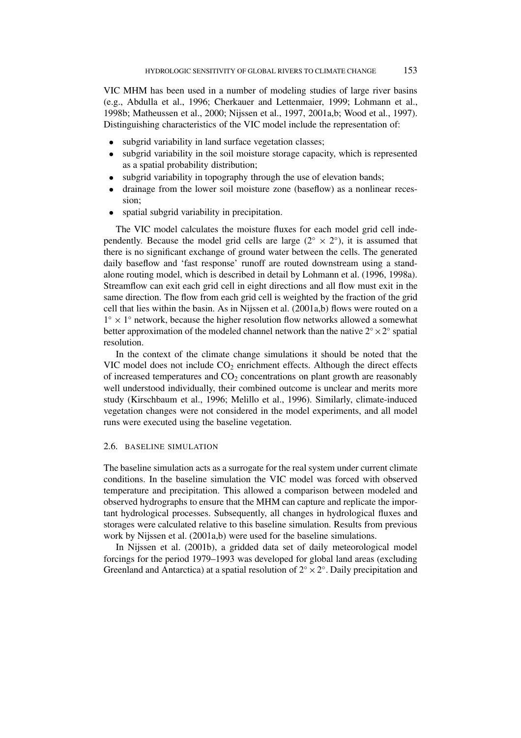VIC MHM has been used in a number of modeling studies of large river basins (e.g., Abdulla et al., 1996; Cherkauer and Lettenmaier, 1999; Lohmann et al., 1998b; Matheussen et al., 2000; Nijssen et al., 1997, 2001a,b; Wood et al., 1997). Distinguishing characteristics of the VIC model include the representation of:

- subgrid variability in land surface vegetation classes;
- subgrid variability in the soil moisture storage capacity, which is represented as a spatial probability distribution;
- subgrid variability in topography through the use of elevation bands;
- drainage from the lower soil moisture zone (baseflow) as a nonlinear recession;
- spatial subgrid variability in precipitation.

The VIC model calculates the moisture fluxes for each model grid cell independently. Because the model grid cells are large ($2^\circ \times 2^\circ$), it is assumed that there is no significant exchange of ground water between the cells. The generated daily baseflow and 'fast response' runoff are routed downstream using a stand-alone routing model, which is described in detail by Lohmann et al. (1996, 1998a). Streamflow can exit each grid cell in eight directions and all flow must exit in the same direction. The flow from each grid cell is weighted by the fraction of the grid cell that lies within the basin. As in Nijssen et al. (2001a,b) flows were routed on a $1^\circ \times 1^\circ$ network, because the higher resolution flow networks allowed a somewhat better approximation of the modeled channel network than the native $2^\circ \times 2^\circ$ spatial resolution.

In the context of the climate change simulations it should be noted that the VIC model does not include $CO_2$ enrichment effects. Although the direct effects of increased temperatures and $CO_2$ concentrations on plant growth are reasonably well understood individually, their combined outcome is unclear and merits more study (Kirschbaum et al., 1996; Melillo et al., 1996). Similarly, climate-induced vegetation changes were not considered in the model experiments, and all model runs were executed using the baseline vegetation.

### 2.6. BASELINE SIMULATION

The baseline simulation acts as a surrogate for the real system under current climate conditions. In the baseline simulation the VIC model was forced with observed temperature and precipitation. This allowed a comparison between modeled and observed hydrographs to ensure that the MHM can capture and replicate the important hydrological processes. Subsequently, all changes in hydrological fluxes and storages were calculated relative to this baseline simulation. Results from previous work by Nijssen et al. (2001a,b) were used for the baseline simulations.

In Nijssen et al. (2001b), a gridded data set of daily meteorological model forcings for the period 1979–1993 was developed for global land areas (excluding Greenland and Antarctica) at a spatial resolution of $2^\circ \times 2^\circ$. Daily precipitation and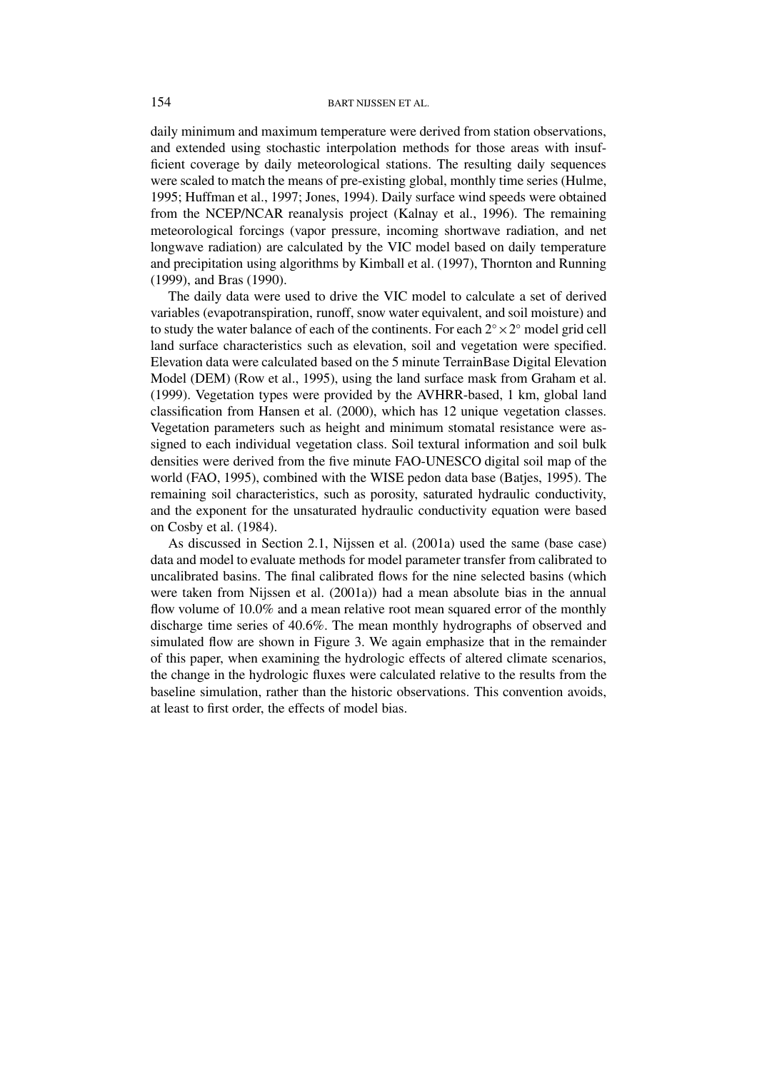daily minimum and maximum temperature were derived from station observations, and extended using stochastic interpolation methods for those areas with insufficient coverage by daily meteorological stations. The resulting daily sequences were scaled to match the means of pre-existing global, monthly time series (Hulme, 1995; Huffman et al., 1997; Jones, 1994). Daily surface wind speeds were obtained from the NCEP/NCAR reanalysis project (Kalnay et al., 1996). The remaining meteorological forcings (vapor pressure, incoming shortwave radiation, and net longwave radiation) are calculated by the VIC model based on daily temperature and precipitation using algorithms by Kimball et al. (1997), Thornton and Running (1999), and Bras (1990).

The daily data were used to drive the VIC model to calculate a set of derived variables (evapotranspiration, runoff, snow water equivalent, and soil moisture) and to study the water balance of each of the continents. For each $2^\circ \times 2^\circ$ model grid cell land surface characteristics such as elevation, soil and vegetation were specified. Elevation data were calculated based on the 5 minute TerrainBase Digital Elevation Model (DEM) (Row et al., 1995), using the land surface mask from Graham et al. (1999). Vegetation types were provided by the AVHRR-based, 1 km, global land classification from Hansen et al. (2000), which has 12 unique vegetation classes. Vegetation parameters such as height and minimum stomatal resistance were assigned to each individual vegetation class. Soil textural information and soil bulk densities were derived from the five minute FAO-UNESCO digital soil map of the world (FAO, 1995), combined with the WISE pedon data base (Batjes, 1995). The remaining soil characteristics, such as porosity, saturated hydraulic conductivity, and the exponent for the unsaturated hydraulic conductivity equation were based on Cosby et al. (1984).

As discussed in Section 2.1, Nijssen et al. (2001a) used the same (base case) data and model to evaluate methods for model parameter transfer from calibrated to uncalibrated basins. The final calibrated flows for the nine selected basins (which were taken from Nijssen et al. (2001a)) had a mean absolute bias in the annual flow volume of 10.0% and a mean relative root mean squared error of the monthly discharge time series of 40.6%. The mean monthly hydrographs of observed and simulated flow are shown in Figure 3. We again emphasize that in the remainder of this paper, when examining the hydrologic effects of altered climate scenarios, the change in the hydrologic fluxes were calculated relative to the results from the baseline simulation, rather than the historic observations. This convention avoids, at least to first order, the effects of model bias.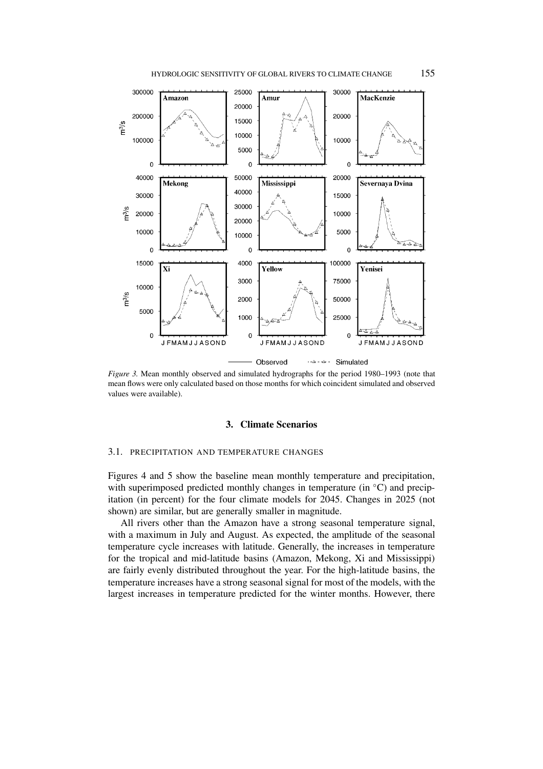*Figure 3.* Mean monthly observed and simulated hydrographs for the period 1980–1993 (note that mean flows were only calculated based on those months for which coincident simulated and observed values were available).

## 3. Climate Scenarios

### 3.1. Precipitation and Temperature Changes

Figures 4 and 5 show the baseline mean monthly temperature and precipitation, with superimposed predicted monthly changes in temperature (in °C) and precipitation (in percent) for the four climate models for 2045. Changes in 2025 (not shown) are similar, but are generally smaller in magnitude.

All rivers other than the Amazon have a strong seasonal temperature signal, with a maximum in July and August. As expected, the amplitude of the seasonal temperature cycle increases with latitude. Generally, the increases in temperature for the tropical and mid-latitude basins (Amazon, Mekong, Xi and Mississippi) are fairly evenly distributed throughout the year. For the high-latitude basins, the temperature increases have a strong seasonal signal for most of the models, with the largest increases in temperature predicted for the winter months. However, there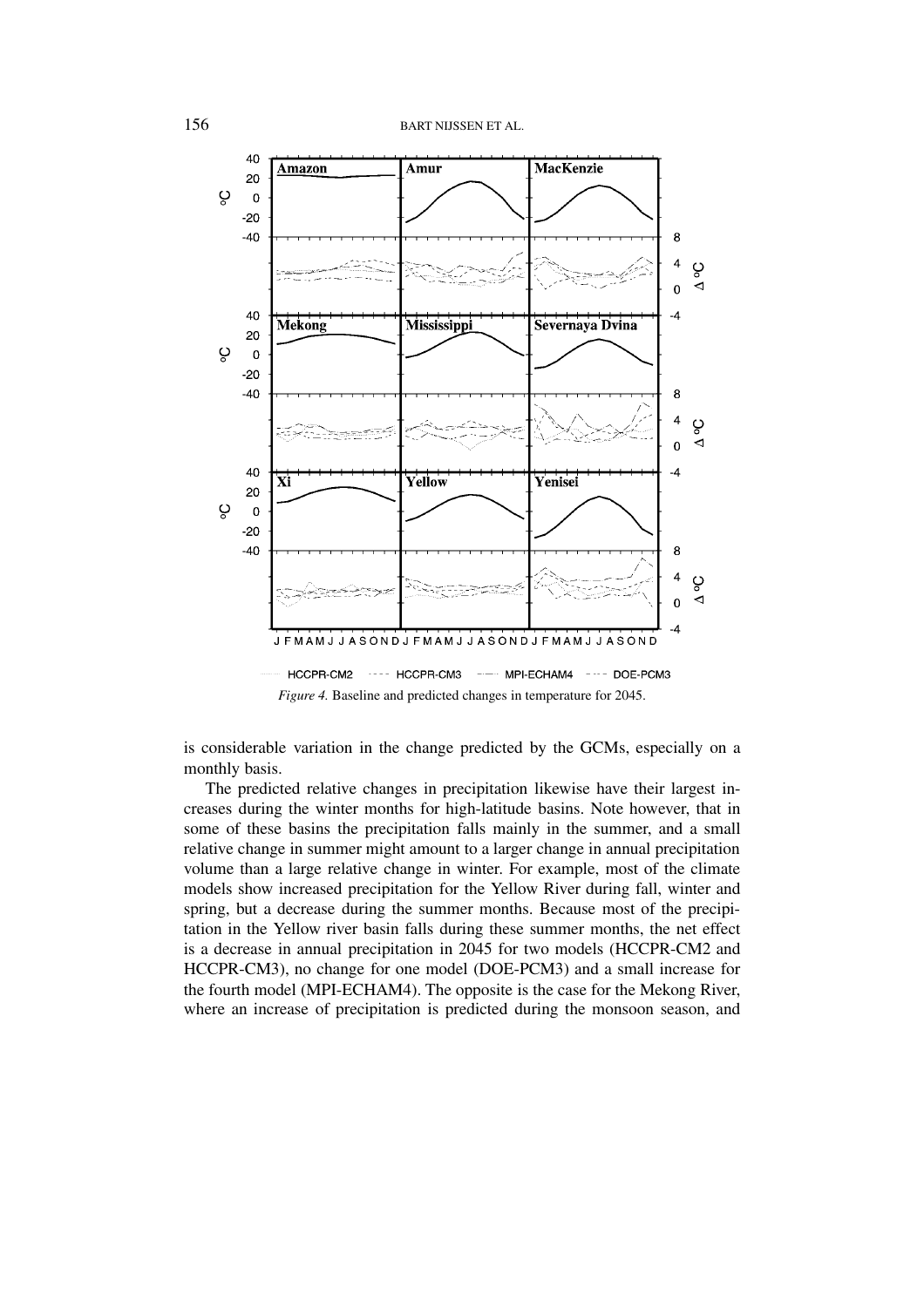*Figure 4.* Baseline and predicted changes in temperature for 2045.

is considerable variation in the change predicted by the GCMs, especially on a monthly basis.

The predicted relative changes in precipitation likewise have their largest increases during the winter months for high-latitude basins. Note however, that in some of these basins the precipitation falls mainly in the summer, and a small relative change in summer might amount to a larger change in annual precipitation volume than a large relative change in winter. For example, most of the climate models show increased precipitation for the Yellow River during fall, winter and spring, but a decrease during the summer months. Because most of the precipitation in the Yellow river basin falls during these summer months, the net effect is a decrease in annual precipitation in 2045 for two models (HCCPR-CM2 and HCCPR-CM3), no change for one model (DOE-PCM3) and a small increase for the fourth model (MPI-ECHAM4). The opposite is the case for the Mekong River, where an increase of precipitation is predicted during the monsoon season, and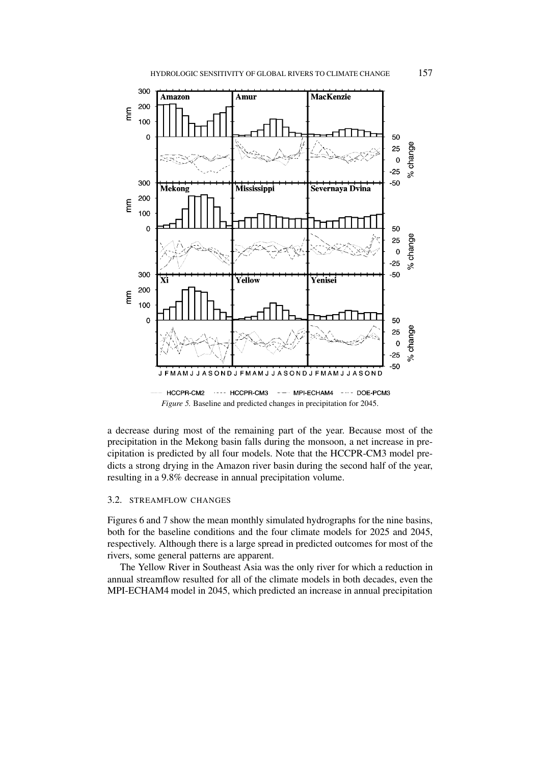*Figure 5.* Baseline and predicted changes in precipitation for 2045.

a decrease during most of the remaining part of the year. Because most of the precipitation in the Mekong basin falls during the monsoon, a net increase in precipitation is predicted by all four models. Note that the HCCPR-CM3 model predicts a strong drying in the Amazon river basin during the second half of the year, resulting in a 9.8% decrease in annual precipitation volume.

### 3.2. STREAMFLOW CHANGES

Figures 6 and 7 show the mean monthly simulated hydrographs for the nine basins, both for the baseline conditions and the four climate models for 2025 and 2045, respectively. Although there is a large spread in predicted outcomes for most of the rivers, some general patterns are apparent.

The Yellow River in Southeast Asia was the only river for which a reduction in annual streamflow resulted for all of the climate models in both decades, even the MPI-ECHAM4 model in 2045, which predicted an increase in annual precipitation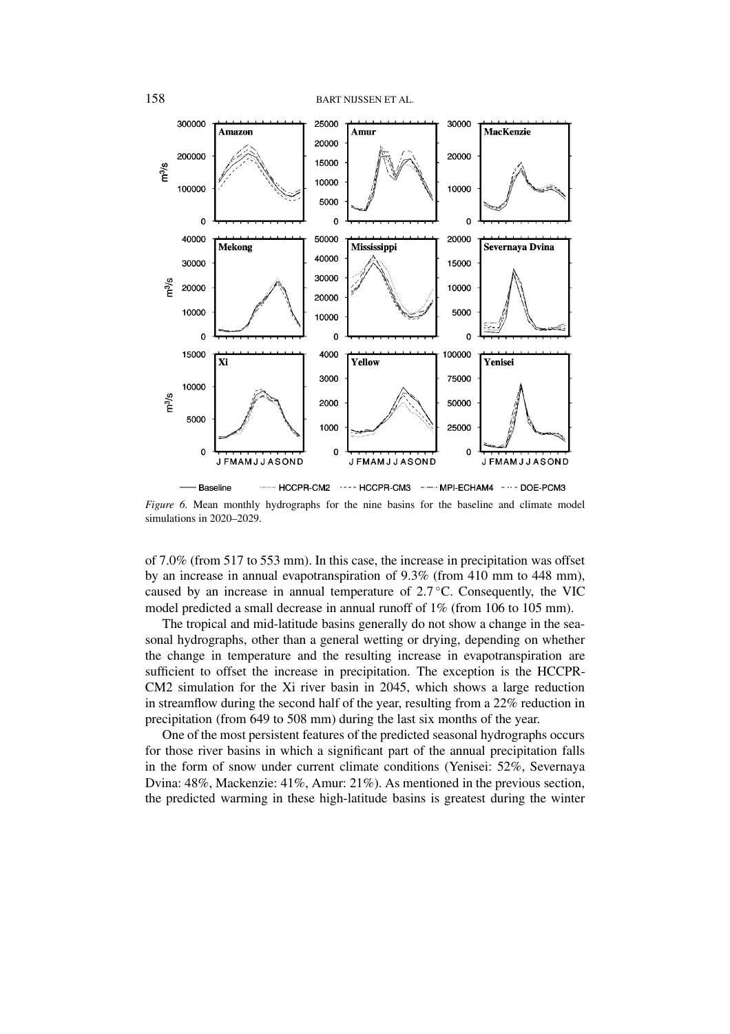*Figure 6.* Mean monthly hydrographs for the nine basins for the baseline and climate model simulations in 2020–2029.

of 7.0% (from 517 to 553 mm). In this case, the increase in precipitation was offset by an increase in annual evapotranspiration of 9.3% (from 410 mm to 448 mm), caused by an increase in annual temperature of 2.7 °C. Consequently, the VIC model predicted a small decrease in annual runoff of 1% (from 106 to 105 mm).

The tropical and mid-latitude basins generally do not show a change in the seasonal hydrographs, other than a general wetting or drying, depending on whether the change in temperature and the resulting increase in evapotranspiration are sufficient to offset the increase in precipitation. The exception is the HCCPR-CM2 simulation for the Xi river basin in 2045, which shows a large reduction in streamflow during the second half of the year, resulting from a 22% reduction in precipitation (from 649 to 508 mm) during the last six months of the year.

One of the most persistent features of the predicted seasonal hydrographs occurs for those river basins in which a significant part of the annual precipitation falls in the form of snow under current climate conditions (Yenisei: 52%, Severnaya Dvina: 48%, Mackenzie: 41%, Amur: 21%). As mentioned in the previous section, the predicted warming in these high-latitude basins is greatest during the winter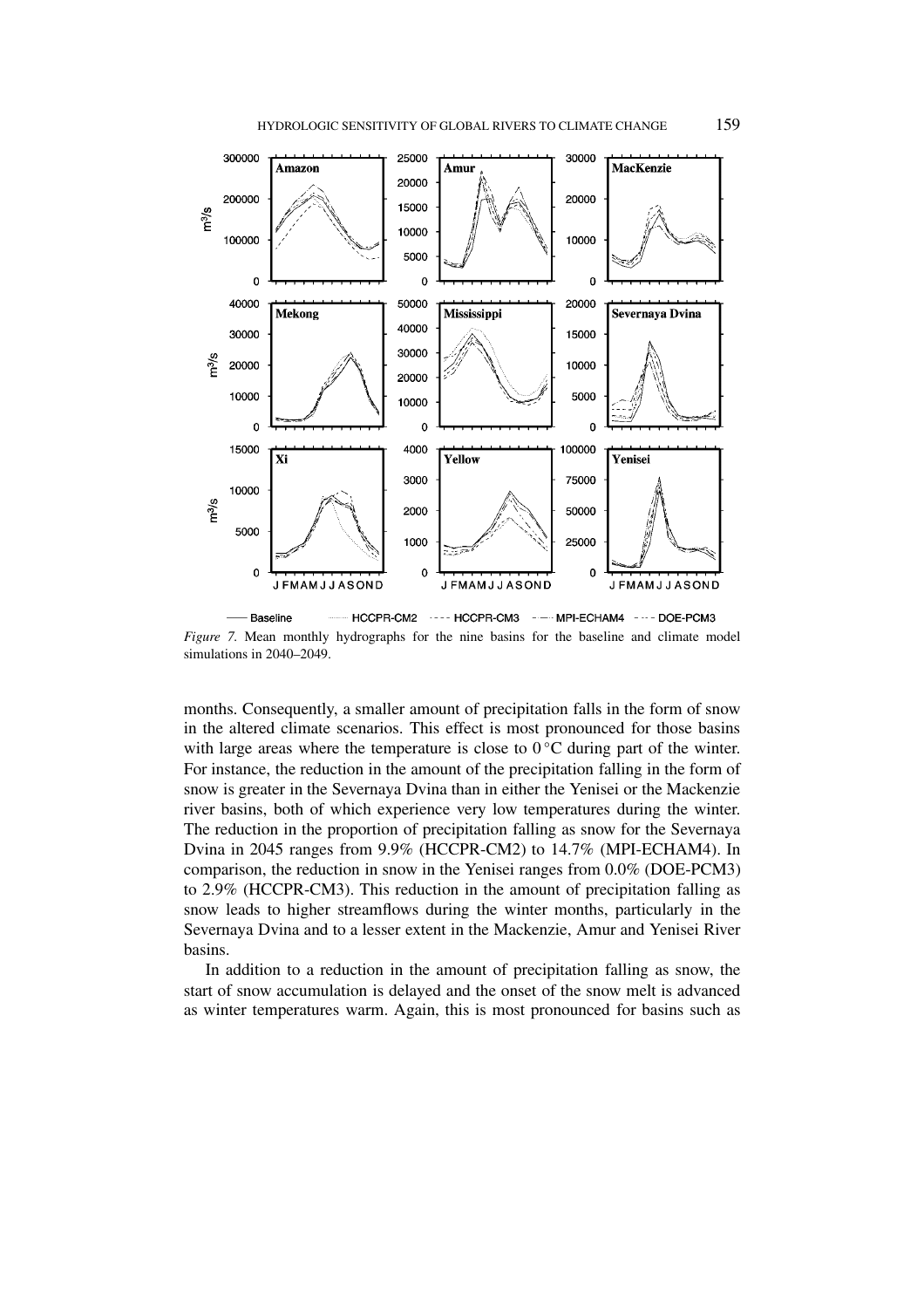*Figure 7.* Mean monthly hydrographs for the nine basins for the baseline and climate model simulations in 2040–2049.

months. Consequently, a smaller amount of precipitation falls in the form of snow in the altered climate scenarios. This effect is most pronounced for those basins with large areas where the temperature is close to 0 °C during part of the winter. For instance, the reduction in the amount of the precipitation falling in the form of snow is greater in the Severnaya Dvina than in either the Yenisei or the Mackenzie river basins, both of which experience very low temperatures during the winter. The reduction in the proportion of precipitation falling as snow for the Severnaya Dvina in 2045 ranges from 9.9% (HCCPR-CM2) to 14.7% (MPI-ECHAM4). In comparison, the reduction in snow in the Yenisei ranges from 0.0% (DOE-PCM3) to 2.9% (HCCPR-CM3). This reduction in the amount of precipitation falling as snow leads to higher streamflows during the winter months, particularly in the Severnaya Dvina and to a lesser extent in the Mackenzie, Amur and Yenisei River basins.

In addition to a reduction in the amount of precipitation falling as snow, the start of snow accumulation is delayed and the onset of the snow melt is advanced as winter temperatures warm. Again, this is most pronounced for basins such as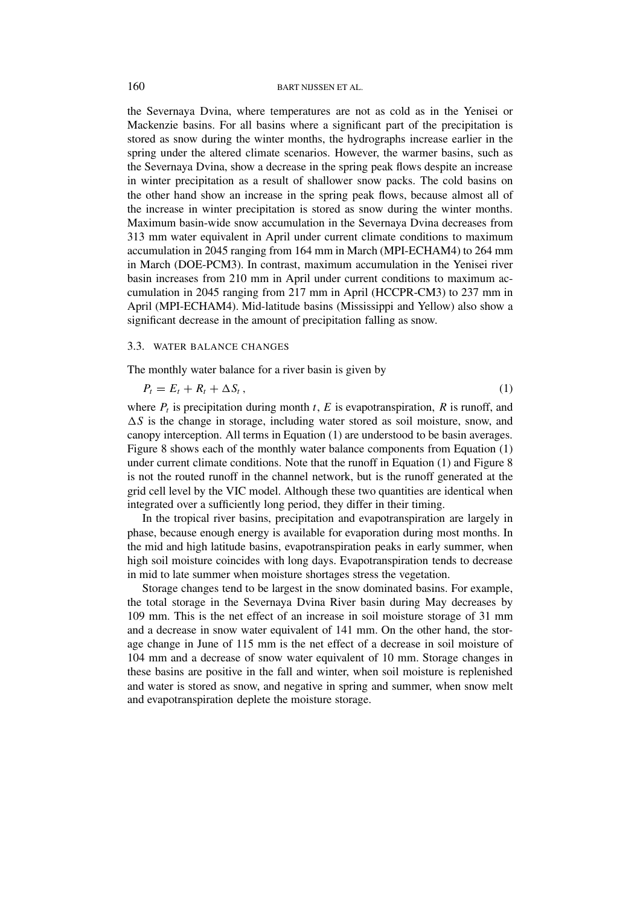the Severnaya Dvina, where temperatures are not as cold as in the Yenisei or Mackenzie basins. For all basins where a significant part of the precipitation is stored as snow during the winter months, the hydrographs increase earlier in the spring under the altered climate scenarios. However, the warmer basins, such as the Severnaya Dvina, show a decrease in the spring peak flows despite an increase in winter precipitation as a result of shallower snow packs. The cold basins on the other hand show an increase in the spring peak flows, because almost all of the increase in winter precipitation is stored as snow during the winter months. Maximum basin-wide snow accumulation in the Severnaya Dvina decreases from 313 mm water equivalent in April under current climate conditions to maximum accumulation in 2045 ranging from 164 mm in March (MPI-ECHAM4) to 264 mm in March (DOE-PCM3). In contrast, maximum accumulation in the Yenisei river basin increases from 210 mm in April under current conditions to maximum accumulation in 2045 ranging from 217 mm in April (HCCPR-CM3) to 237 mm in April (MPI-ECHAM4). Mid-latitude basins (Mississippi and Yellow) also show a significant decrease in the amount of precipitation falling as snow.

### 3.3. Water Balance Changes

The monthly water balance for a river basin is given by

$$P_t = E_t + R_t + \Delta S_t \,, \tag{1}$$

where $P_t$ is precipitation during month $t$, $E$ is evapotranspiration, $R$ is runoff, and $\Delta S$ is the change in storage, including water stored as soil moisture, snow, and canopy interception. All terms in Equation (1) are understood to be basin averages. Figure 8 shows each of the monthly water balance components from Equation (1) under current climate conditions. Note that the runoff in Equation (1) and Figure 8 is not the routed runoff in the channel network, but is the runoff generated at the grid cell level by the VIC model. Although these two quantities are identical when integrated over a sufficiently long period, they differ in their timing.

In the tropical river basins, precipitation and evapotranspiration are largely in phase, because enough energy is available for evaporation during most months. In the mid and high latitude basins, evapotranspiration peaks in early summer, when high soil moisture coincides with long days. Evapotranspiration tends to decrease in mid to late summer when moisture shortages stress the vegetation.

Storage changes tend to be largest in the snow dominated basins. For example, the total storage in the Severnaya Dvina River basin during May decreases by 109 mm. This is the net effect of an increase in soil moisture storage of 31 mm and a decrease in snow water equivalent of 141 mm. On the other hand, the storage change in June of 115 mm is the net effect of a decrease in soil moisture of 104 mm and a decrease of snow water equivalent of 10 mm. Storage changes in these basins are positive in the fall and winter, when soil moisture is replenished and water is stored as snow, and negative in spring and summer, when snow melt and evapotranspiration deplete the moisture storage.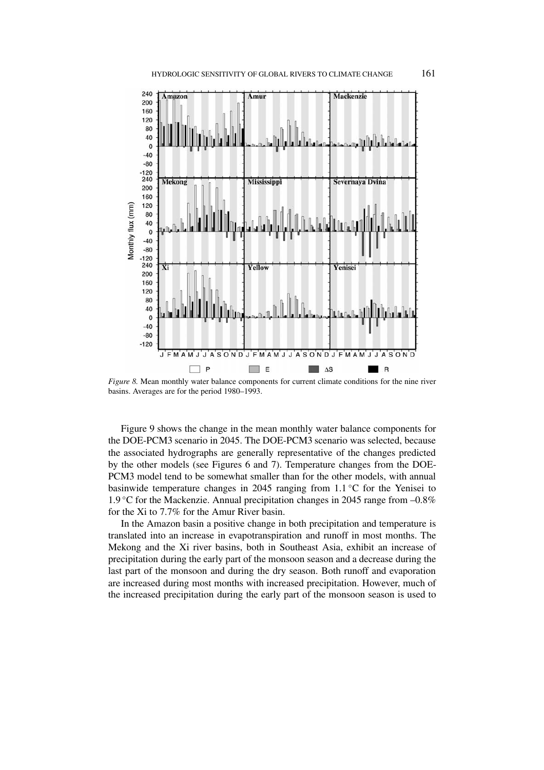*Figure 8.* Mean monthly water balance components for current climate conditions for the nine river basins. Averages are for the period 1980–1993.

Figure 9 shows the change in the mean monthly water balance components for the DOE-PCM3 scenario in 2045. The DOE-PCM3 scenario was selected, because the associated hydrographs are generally representative of the changes predicted by the other models (see Figures 6 and 7). Temperature changes from the DOE-PCM3 model tend to be somewhat smaller than for the other models, with annual basinwide temperature changes in 2045 ranging from 1.1 °C for the Yenisei to 1.9 °C for the Mackenzie. Annual precipitation changes in 2045 range from –0.8% for the Xi to 7.7% for the Amur River basin.

In the Amazon basin a positive change in both precipitation and temperature is translated into an increase in evapotranspiration and runoff in most months. The Mekong and the Xi river basins, both in Southeast Asia, exhibit an increase of precipitation during the early part of the monsoon season and a decrease during the last part of the monsoon and during the dry season. Both runoff and evaporation are increased during most months with increased precipitation. However, much of the increased precipitation during the early part of the monsoon season is used to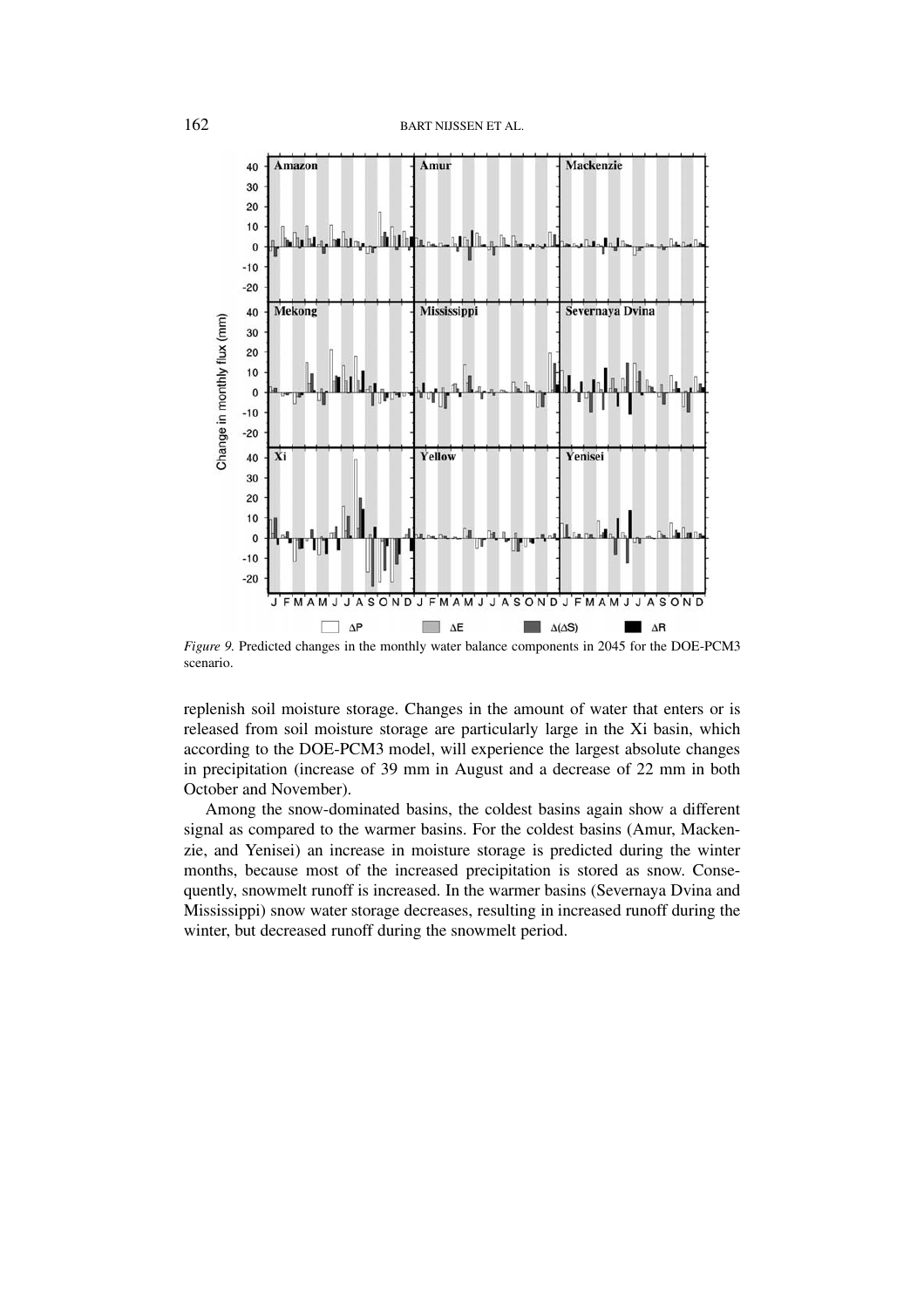*Figure 9.* Predicted changes in the monthly water balance components in 2045 for the DOE-PCM3 scenario.

replenish soil moisture storage. Changes in the amount of water that enters or is released from soil moisture storage are particularly large in the Xi basin, which according to the DOE-PCM3 model, will experience the largest absolute changes in precipitation (increase of 39 mm in August and a decrease of 22 mm in both October and November).

Among the snow-dominated basins, the coldest basins again show a different signal as compared to the warmer basins. For the coldest basins (Amur, Mackenzie, and Yenisei) an increase in moisture storage is predicted during the winter months, because most of the increased precipitation is stored as snow. Consequently, snowmelt runoff is increased. In the warmer basins (Severnaya Dvina and Mississippi) snow water storage decreases, resulting in increased runoff during the winter, but decreased runoff during the snowmelt period.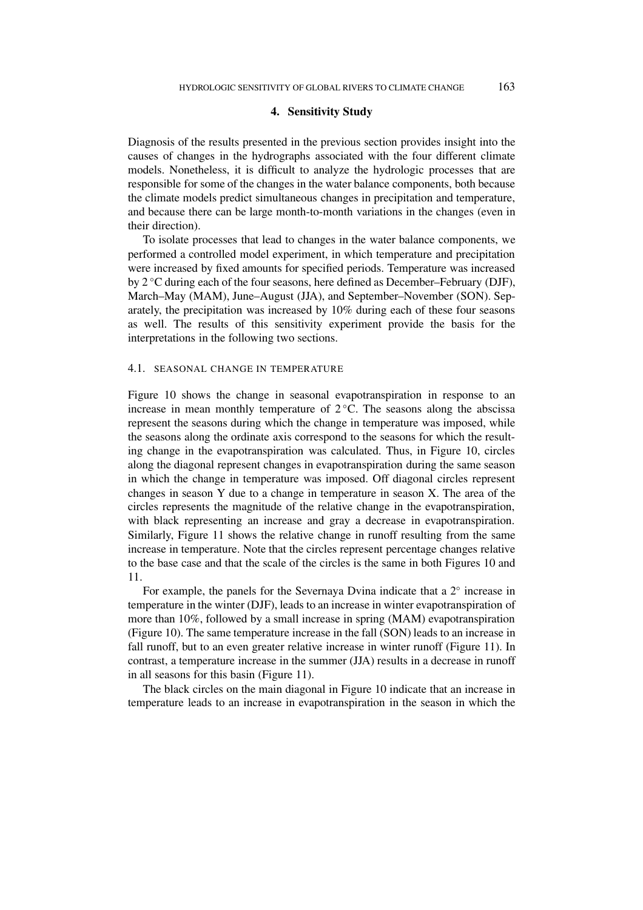## 4. Sensitivity Study

Diagnosis of the results presented in the previous section provides insight into the causes of changes in the hydrographs associated with the four different climate models. Nonetheless, it is difficult to analyze the hydrologic processes that are responsible for some of the changes in the water balance components, both because the climate models predict simultaneous changes in precipitation and temperature, and because there can be large month-to-month variations in the changes (even in their direction).

To isolate processes that lead to changes in the water balance components, we performed a controlled model experiment, in which temperature and precipitation were increased by fixed amounts for specified periods. Temperature was increased by 2 °C during each of the four seasons, here defined as December–February (DJF), March–May (MAM), June–August (JJA), and September–November (SON). Separately, the precipitation was increased by 10% during each of these four seasons as well. The results of this sensitivity experiment provide the basis for the interpretations in the following two sections.

### 4.1. Seasonal Change in Temperature

Figure 10 shows the change in seasonal evapotranspiration in response to an increase in mean monthly temperature of 2 °C. The seasons along the abscissa represent the seasons during which the change in temperature was imposed, while the seasons along the ordinate axis correspond to the seasons for which the resulting change in the evapotranspiration was calculated. Thus, in Figure 10, circles along the diagonal represent changes in evapotranspiration during the same season in which the change in temperature was imposed. Off diagonal circles represent changes in season Y due to a change in temperature in season X. The area of the circles represents the magnitude of the relative change in the evapotranspiration, with black representing an increase and gray a decrease in evapotranspiration. Similarly, Figure 11 shows the relative change in runoff resulting from the same increase in temperature. Note that the circles represent percentage changes relative to the base case and that the scale of the circles is the same in both Figures 10 and 11.

For example, the panels for the Severnaya Dvina indicate that a 2° increase in temperature in the winter (DJF), leads to an increase in winter evapotranspiration of more than 10%, followed by a small increase in spring (MAM) evapotranspiration (Figure 10). The same temperature increase in the fall (SON) leads to an increase in fall runoff, but to an even greater relative increase in winter runoff (Figure 11). In contrast, a temperature increase in the summer (JJA) results in a decrease in runoff in all seasons for this basin (Figure 11).

The black circles on the main diagonal in Figure 10 indicate that an increase in temperature leads to an increase in evapotranspiration in the season in which the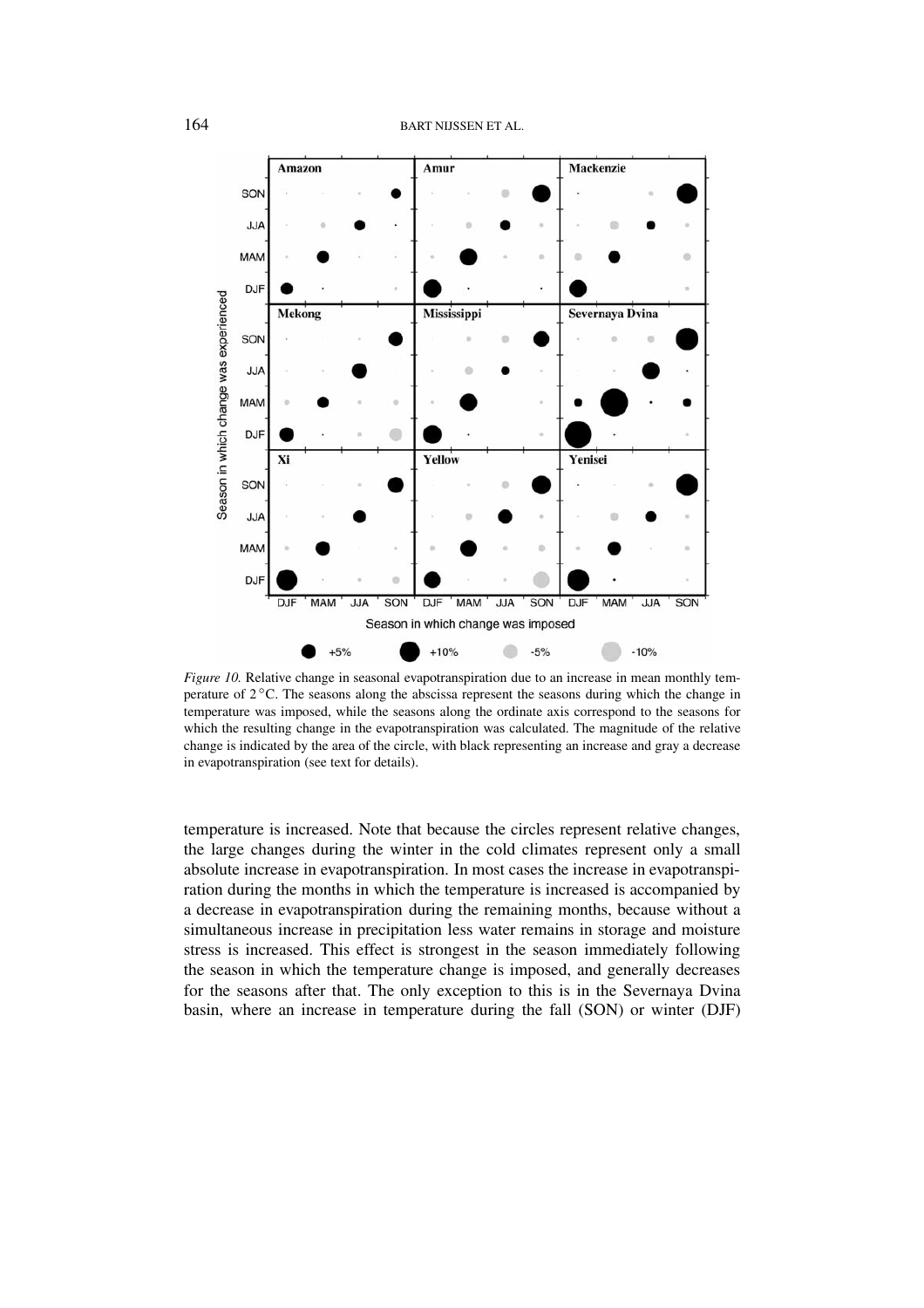*Figure 10.* Relative change in seasonal evapotranspiration due to an increase in mean monthly temperature of 2 °C. The seasons along the abscissa represent the seasons during which the change in temperature was imposed, while the seasons along the ordinate axis correspond to the seasons for which the resulting change in the evapotranspiration was calculated. The magnitude of the relative change is indicated by the area of the circle, with black representing an increase and gray a decrease in evapotranspiration (see text for details).

temperature is increased. Note that because the circles represent relative changes, the large changes during the winter in the cold climates represent only a small absolute increase in evapotranspiration. In most cases the increase in evapotranspiration during the months in which the temperature is increased is accompanied by a decrease in evapotranspiration during the remaining months, because without a simultaneous increase in precipitation less water remains in storage and moisture stress is increased. This effect is strongest in the season immediately following the season in which the temperature change is imposed, and generally decreases for the seasons after that. The only exception to this is in the Severnaya Dvina basin, where an increase in temperature during the fall (SON) or winter (DJF)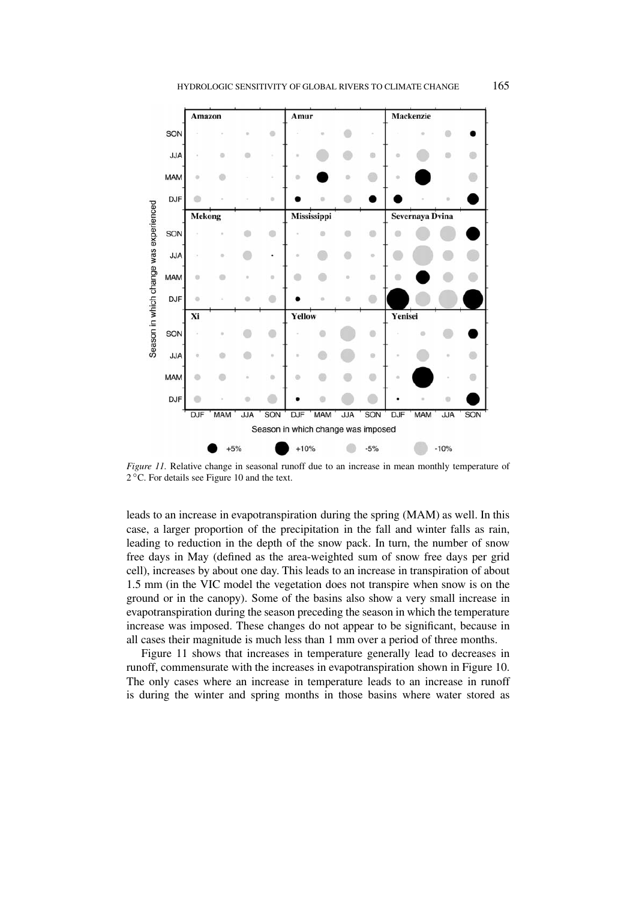*Figure 11.* Relative change in seasonal runoff due to an increase in mean monthly temperature of 2 °C. For details see Figure 10 and the text.

leads to an increase in evapotranspiration during the spring (MAM) as well. In this case, a larger proportion of the precipitation in the fall and winter falls as rain, leading to reduction in the depth of the snow pack. In turn, the number of snow free days in May (defined as the area-weighted sum of snow free days per grid cell), increases by about one day. This leads to an increase in transpiration of about 1.5 mm (in the VIC model the vegetation does not transpire when snow is on the ground or in the canopy). Some of the basins also show a very small increase in evapotranspiration during the season preceding the season in which the temperature increase was imposed. These changes do not appear to be significant, because in all cases their magnitude is much less than 1 mm over a period of three months.

Figure 11 shows that increases in temperature generally lead to decreases in runoff, commensurate with the increases in evapotranspiration shown in Figure 10. The only cases where an increase in temperature leads to an increase in runoff is during the winter and spring months in those basins where water stored as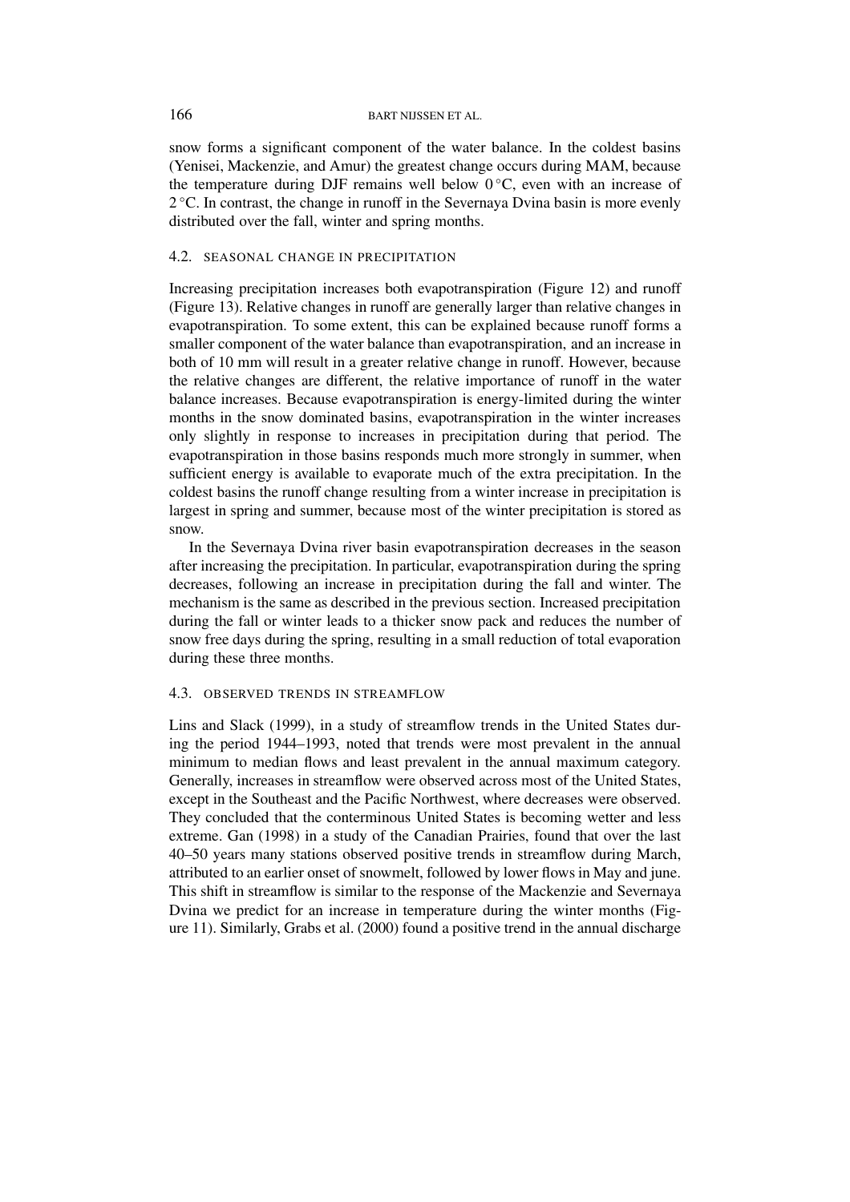snow forms a significant component of the water balance. In the coldest basins (Yenisei, Mackenzie, and Amur) the greatest change occurs during MAM, because the temperature during DJF remains well below 0 °C, even with an increase of 2 °C. In contrast, the change in runoff in the Severnaya Dvina basin is more evenly distributed over the fall, winter and spring months.

### 4.2. SEASONAL CHANGE IN PRECIPITATION

Increasing precipitation increases both evapotranspiration (Figure 12) and runoff (Figure 13). Relative changes in runoff are generally larger than relative changes in evapotranspiration. To some extent, this can be explained because runoff forms a smaller component of the water balance than evapotranspiration, and an increase in both of 10 mm will result in a greater relative change in runoff. However, because the relative changes are different, the relative importance of runoff in the water balance increases. Because evapotranspiration is energy-limited during the winter months in the snow dominated basins, evapotranspiration in the winter increases only slightly in response to increases in precipitation during that period. The evapotranspiration in those basins responds much more strongly in summer, when sufficient energy is available to evaporate much of the extra precipitation. In the coldest basins the runoff change resulting from a winter increase in precipitation is largest in spring and summer, because most of the winter precipitation is stored as snow.

In the Severnaya Dvina river basin evapotranspiration decreases in the season after increasing the precipitation. In particular, evapotranspiration during the spring decreases, following an increase in precipitation during the fall and winter. The mechanism is the same as described in the previous section. Increased precipitation during the fall or winter leads to a thicker snow pack and reduces the number of snow free days during the spring, resulting in a small reduction of total evaporation during these three months.

### 4.3. OBSERVED TRENDS IN STREAMFLOW

Lins and Slack (1999), in a study of streamflow trends in the United States during the period 1944–1993, noted that trends were most prevalent in the annual minimum to median flows and least prevalent in the annual maximum category. Generally, increases in streamflow were observed across most of the United States, except in the Southeast and the Pacific Northwest, where decreases were observed. They concluded that the conterminous United States is becoming wetter and less extreme. Gan (1998) in a study of the Canadian Prairies, found that over the last 40–50 years many stations observed positive trends in streamflow during March, attributed to an earlier onset of snowmelt, followed by lower flows in May and june. This shift in streamflow is similar to the response of the Mackenzie and Severnaya Dvina we predict for an increase in temperature during the winter months (Figure 11). Similarly, Grabs et al. (2000) found a positive trend in the annual discharge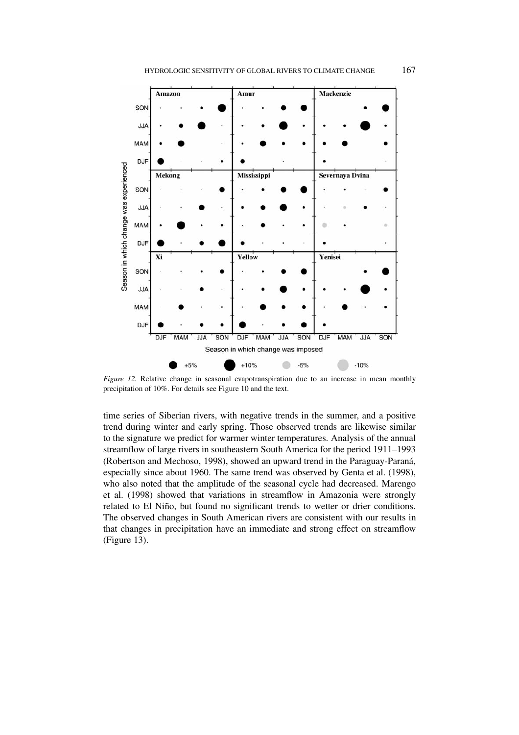*Figure 12.* Relative change in seasonal evapotranspiration due to an increase in mean monthly precipitation of 10%. For details see Figure 10 and the text.

time series of Siberian rivers, with negative trends in the summer, and a positive trend during winter and early spring. Those observed trends are likewise similar to the signature we predict for warmer winter temperatures. Analysis of the annual streamflow of large rivers in southeastern South America for the period 1911–1993 (Robertson and Mechoso, 1998), showed an upward trend in the Paraguay-Paraná, especially since about 1960. The same trend was observed by Genta et al. (1998), who also noted that the amplitude of the seasonal cycle had decreased. Marengo et al. (1998) showed that variations in streamflow in Amazonia were strongly related to El Niño, but found no significant trends to wetter or drier conditions. The observed changes in South American rivers are consistent with our results in that changes in precipitation have an immediate and strong effect on streamflow (Figure 13).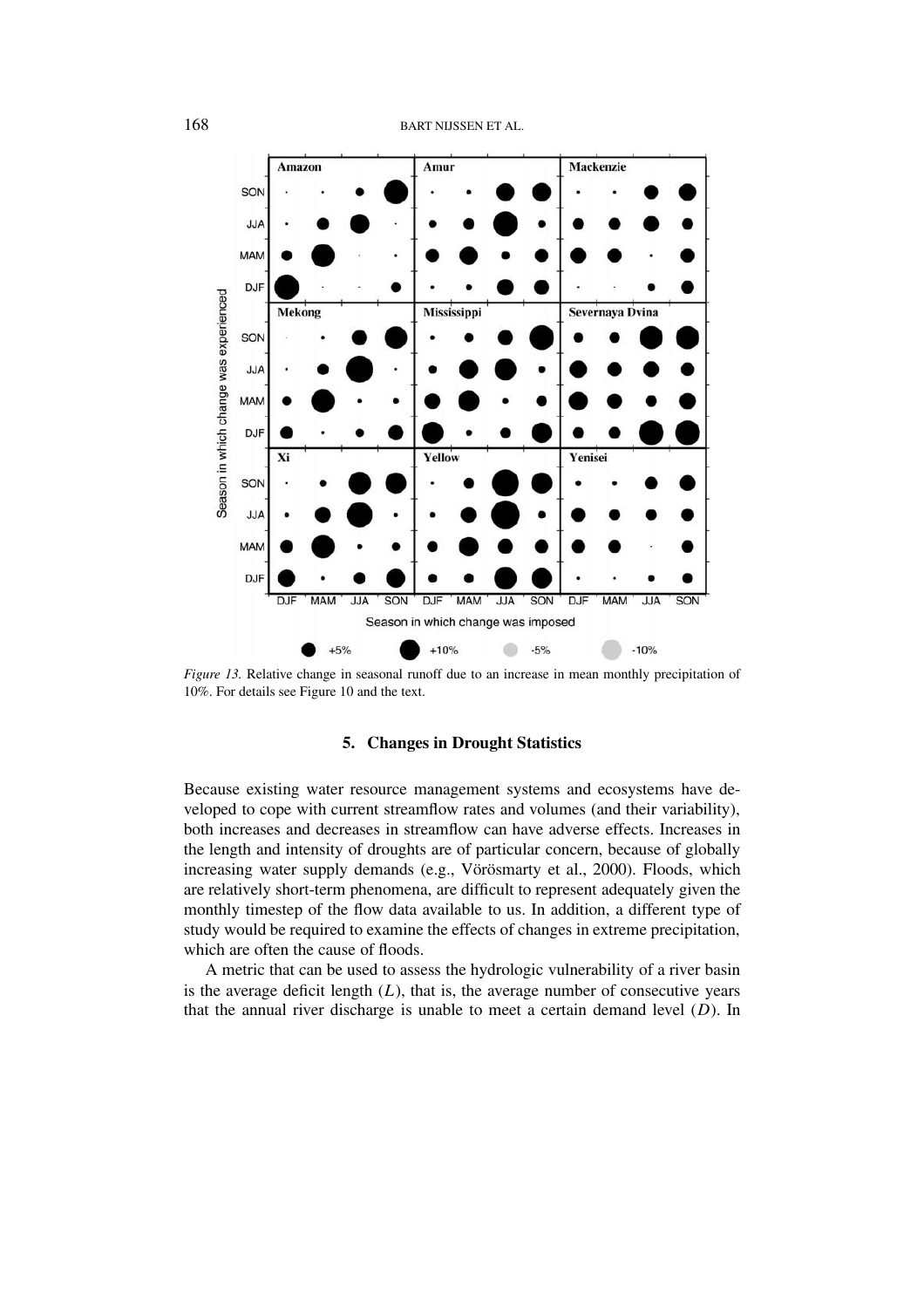*Figure 13.* Relative change in seasonal runoff due to an increase in mean monthly precipitation of 10%. For details see Figure 10 and the text.

## 5. Changes in Drought Statistics

Because existing water resource management systems and ecosystems have developed to cope with current streamflow rates and volumes (and their variability), both increases and decreases in streamflow can have adverse effects. Increases in the length and intensity of droughts are of particular concern, because of globally increasing water supply demands (e.g., Vörösmarty et al., 2000). Floods, which are relatively short-term phenomena, are difficult to represent adequately given the monthly timestep of the flow data available to us. In addition, a different type of study would be required to examine the effects of changes in extreme precipitation, which are often the cause of floods.

A metric that can be used to assess the hydrologic vulnerability of a river basin is the average deficit length ($L$), that is, the average number of consecutive years that the annual river discharge is unable to meet a certain demand level ($D$). In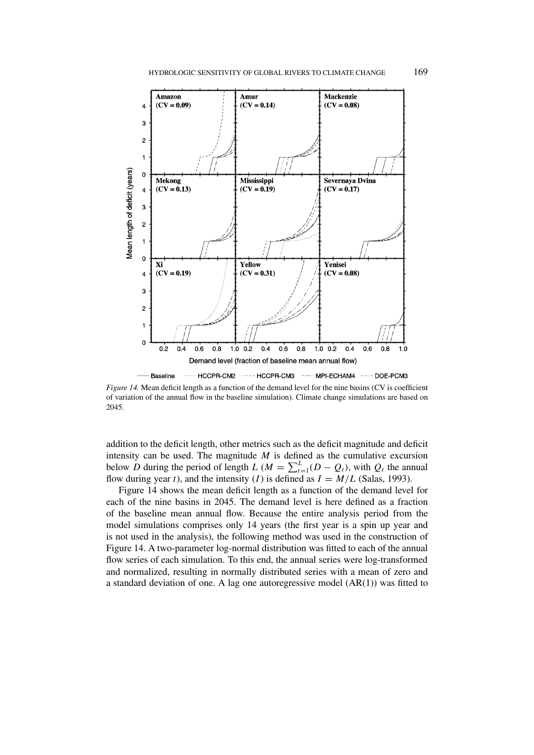*Figure 14.* Mean deficit length as a function of the demand level for the nine basins (CV is coefficient of variation of the annual flow in the baseline simulation). Climate change simulations are based on 2045.

addition to the deficit length, other metrics such as the deficit magnitude and deficit intensity can be used. The magnitude $M$ is defined as the cumulative excursion below $D$ during the period of length $L$ ($M = \sum_{t=1}^{L}(D - Q_t)$, with $Q_t$ the annual flow during year $t$), and the intensity ($I$) is defined as $I = M/L$ (Salas, 1993).

Figure 14 shows the mean deficit length as a function of the demand level for each of the nine basins in 2045. The demand level is here defined as a fraction of the baseline mean annual flow. Because the entire analysis period from the model simulations comprises only 14 years (the first year is a spin up year and is not used in the analysis), the following method was used in the construction of Figure 14. A two-parameter log-normal distribution was fitted to each of the annual flow series of each simulation. To this end, the annual series were log-transformed and normalized, resulting in normally distributed series with a mean of zero and a standard deviation of one. A lag one autoregressive model (AR(1)) was fitted to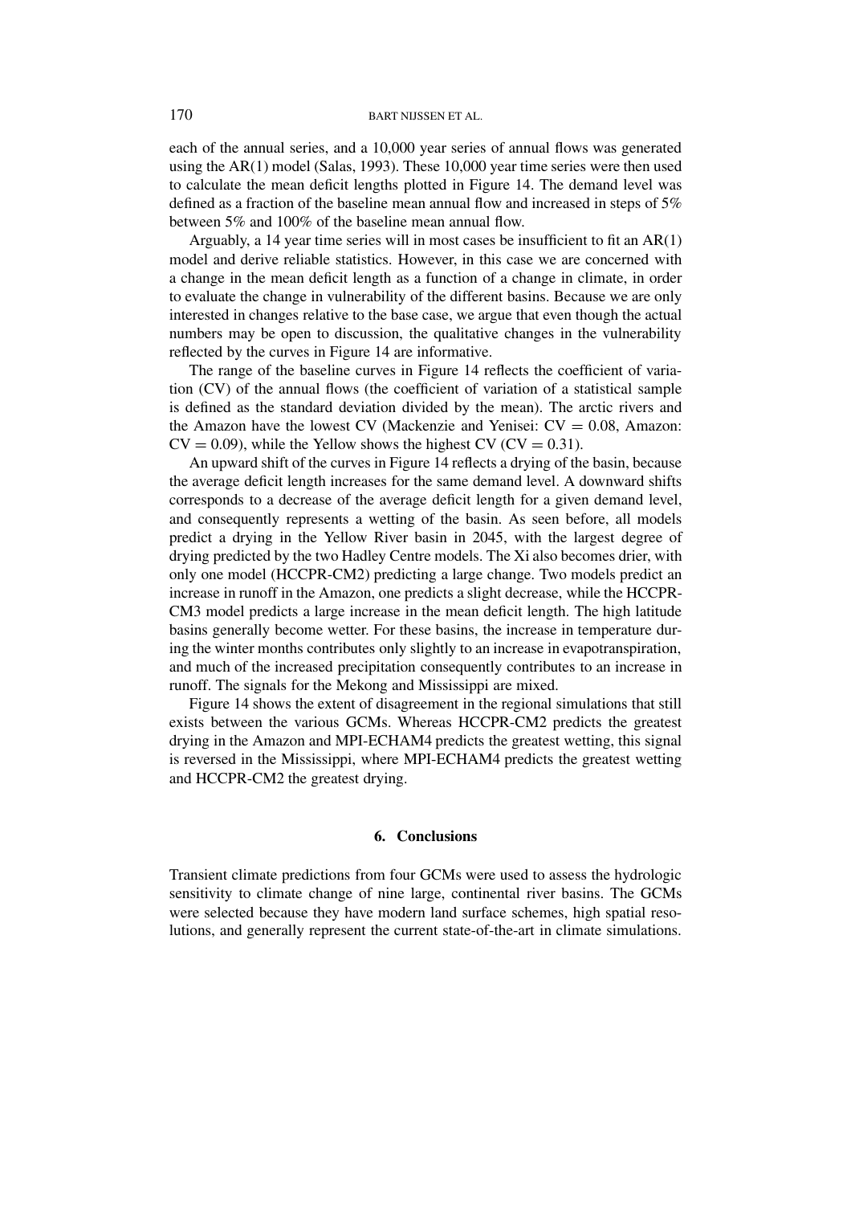each of the annual series, and a 10,000 year series of annual flows was generated using the AR(1) model (Salas, 1993). These 10,000 year time series were then used to calculate the mean deficit lengths plotted in Figure 14. The demand level was defined as a fraction of the baseline mean annual flow and increased in steps of 5% between 5% and 100% of the baseline mean annual flow.

Arguably, a 14 year time series will in most cases be insufficient to fit an AR(1) model and derive reliable statistics. However, in this case we are concerned with a change in the mean deficit length as a function of a change in climate, in order to evaluate the change in vulnerability of the different basins. Because we are only interested in changes relative to the base case, we argue that even though the actual numbers may be open to discussion, the qualitative changes in the vulnerability reflected by the curves in Figure 14 are informative.

The range of the baseline curves in Figure 14 reflects the coefficient of variation (CV) of the annual flows (the coefficient of variation of a statistical sample is defined as the standard deviation divided by the mean). The arctic rivers and the Amazon have the lowest CV (Mackenzie and Yenisei: $CV = 0.08$, Amazon: $CV = 0.09$), while the Yellow shows the highest CV ($CV = 0.31$).

An upward shift of the curves in Figure 14 reflects a drying of the basin, because the average deficit length increases for the same demand level. A downward shifts corresponds to a decrease of the average deficit length for a given demand level, and consequently represents a wetting of the basin. As seen before, all models predict a drying in the Yellow River basin in 2045, with the largest degree of drying predicted by the two Hadley Centre models. The Xi also becomes drier, with only one model (HCCPR-CM2) predicting a large change. Two models predict an increase in runoff in the Amazon, one predicts a slight decrease, while the HCCPR-CM3 model predicts a large increase in the mean deficit length. The high latitude basins generally become wetter. For these basins, the increase in temperature during the winter months contributes only slightly to an increase in evapotranspiration, and much of the increased precipitation consequently contributes to an increase in runoff. The signals for the Mekong and Mississippi are mixed.

Figure 14 shows the extent of disagreement in the regional simulations that still exists between the various GCMs. Whereas HCCPR-CM2 predicts the greatest drying in the Amazon and MPI-ECHAM4 predicts the greatest wetting, this signal is reversed in the Mississippi, where MPI-ECHAM4 predicts the greatest wetting and HCCPR-CM2 the greatest drying.

## 6. Conclusions

Transient climate predictions from four GCMs were used to assess the hydrologic sensitivity to climate change of nine large, continental river basins. The GCMs were selected because they have modern land surface schemes, high spatial resolutions, and generally represent the current state-of-the-art in climate simulations.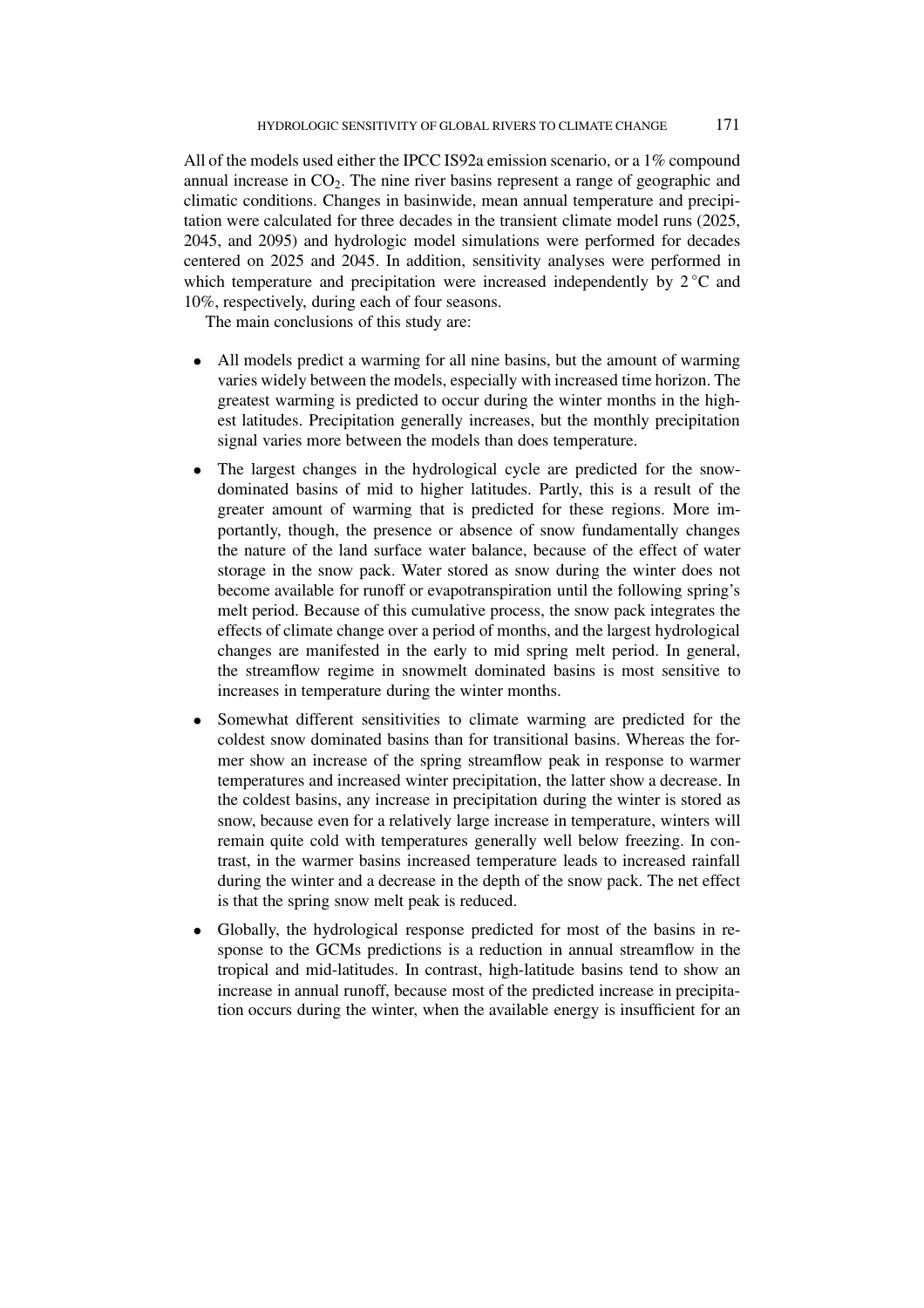All of the models used either the IPCC IS92a emission scenario, or a 1% compound annual increase in $CO_2$. The nine river basins represent a range of geographic and climatic conditions. Changes in basinwide, mean annual temperature and precipitation were calculated for three decades in the transient climate model runs (2025, 2045, and 2095) and hydrologic model simulations were performed for decades centered on 2025 and 2045. In addition, sensitivity analyses were performed in which temperature and precipitation were increased independently by 2 °C and 10%, respectively, during each of four seasons.

The main conclusions of this study are:

- All models predict a warming for all nine basins, but the amount of warming varies widely between the models, especially with increased time horizon. The greatest warming is predicted to occur during the winter months in the highest latitudes. Precipitation generally increases, but the monthly precipitation signal varies more between the models than does temperature.
- The largest changes in the hydrological cycle are predicted for the snow-dominated basins of mid to higher latitudes. Partly, this is a result of the greater amount of warming that is predicted for these regions. More importantly, though, the presence or absence of snow fundamentally changes the nature of the land surface water balance, because of the effect of water storage in the snow pack. Water stored as snow during the winter does not become available for runoff or evapotranspiration until the following spring's melt period. Because of this cumulative process, the snow pack integrates the effects of climate change over a period of months, and the largest hydrological changes are manifested in the early to mid spring melt period. In general, the streamflow regime in snowmelt dominated basins is most sensitive to increases in temperature during the winter months.
- Somewhat different sensitivities to climate warming are predicted for the coldest snow dominated basins than for transitional basins. Whereas the former show an increase of the spring streamflow peak in response to warmer temperatures and increased winter precipitation, the latter show a decrease. In the coldest basins, any increase in precipitation during the winter is stored as snow, because even for a relatively large increase in temperature, winters will remain quite cold with temperatures generally well below freezing. In contrast, in the warmer basins increased temperature leads to increased rainfall during the winter and a decrease in the depth of the snow pack. The net effect is that the spring snow melt peak is reduced.
- Globally, the hydrological response predicted for most of the basins in response to the GCMs predictions is a reduction in annual streamflow in the tropical and mid-latitudes. In contrast, high-latitude basins tend to show an increase in annual runoff, because most of the predicted increase in precipitation occurs during the winter, when the available energy is insufficient for an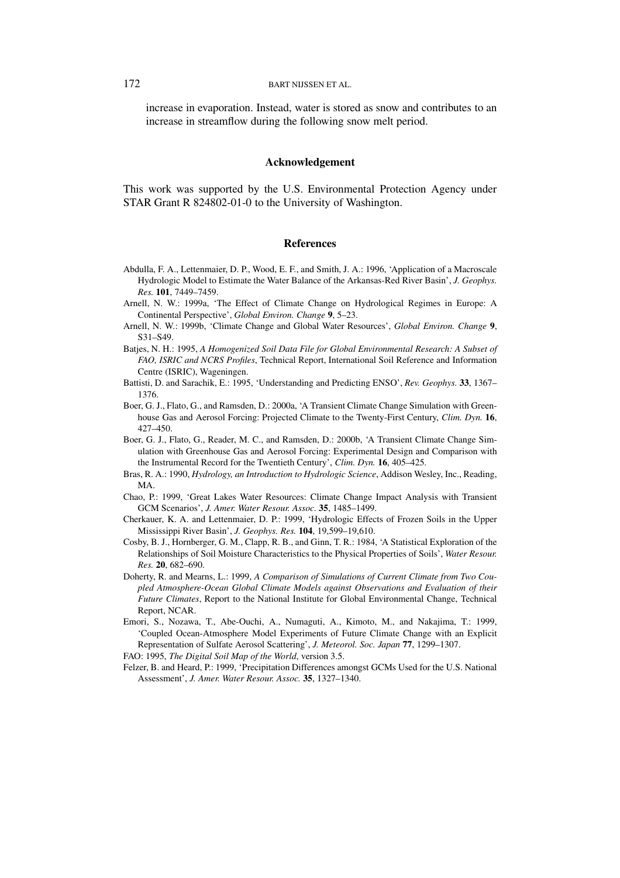increase in evaporation. Instead, water is stored as snow and contributes to an increase in streamflow during the following snow melt period.

## Acknowledgement

This work was supported by the U.S. Environmental Protection Agency under STAR Grant R 824802-01-0 to the University of Washington.

## References

Abdulla, F. A., Lettenmaier, D. P., Wood, E. F., and Smith, J. A.: 1996, 'Application of a Macroscale Hydrologic Model to Estimate the Water Balance of the Arkansas-Red River Basin', *J. Geophys. Res.* **101**, 7449–7459.

Arnell, N. W.: 1999a, 'The Effect of Climate Change on Hydrological Regimes in Europe: A Continental Perspective', *Global Environ. Change* **9**, 5–23.

Arnell, N. W.: 1999b, 'Climate Change and Global Water Resources', *Global Environ. Change* **9**, S31–S49.

Batjes, N. H.: 1995, *A Homogenized Soil Data File for Global Environmental Research: A Subset of FAO, ISRIC and NCRS Profiles*, Technical Report, International Soil Reference and Information Centre (ISRIC), Wageningen.

Battisti, D. and Sarachik, E.: 1995, 'Understanding and Predicting ENSO', *Rev. Geophys.* **33**, 1367–1376.

Boer, G. J., Flato, G., and Ramsden, D.: 2000a, 'A Transient Climate Change Simulation with Greenhouse Gas and Aerosol Forcing: Projected Climate to the Twenty-First Century, *Clim. Dyn.* **16**, 427–450.

Boer, G. J., Flato, G., Reader, M. C., and Ramsden, D.: 2000b, 'A Transient Climate Change Simulation with Greenhouse Gas and Aerosol Forcing: Experimental Design and Comparison with the Instrumental Record for the Twentieth Century', *Clim. Dyn.* **16**, 405–425.

Bras, R. A.: 1990, *Hydrology, an Introduction to Hydrologic Science*, Addison Wesley, Inc., Reading, MA.

Chao, P.: 1999, 'Great Lakes Water Resources: Climate Change Impact Analysis with Transient GCM Scenarios', *J. Amer. Water Resour. Assoc.* **35**, 1485–1499.

Cherkauer, K. A. and Lettenmaier, D. P.: 1999, 'Hydrologic Effects of Frozen Soils in the Upper Mississippi River Basin', *J. Geophys. Res.* **104**, 19,599–19,610.

Cosby, B. J., Hornberger, G. M., Clapp, R. B., and Ginn, T. R.: 1984, 'A Statistical Exploration of the Relationships of Soil Moisture Characteristics to the Physical Properties of Soils', *Water Resour. Res.* **20**, 682–690.

Doherty, R. and Mearns, L.: 1999, *A Comparison of Simulations of Current Climate from Two Coupled Atmosphere-Ocean Global Climate Models against Observations and Evaluation of their Future Climates*, Report to the National Institute for Global Environmental Change, Technical Report, NCAR.

Emori, S., Nozawa, T., Abe-Ouchi, A., Numaguti, A., Kimoto, M., and Nakajima, T.: 1999, 'Coupled Ocean-Atmosphere Model Experiments of Future Climate Change with an Explicit Representation of Sulfate Aerosol Scattering', *J. Meteorol. Soc. Japan* **77**, 1299–1307.

FAO: 1995, *The Digital Soil Map of the World*, version 3.5.

Felzer, B. and Heard, P.: 1999, 'Precipitation Differences amongst GCMs Used for the U.S. National Assessment', *J. Amer. Water Resour. Assoc.* **35**, 1327–1340.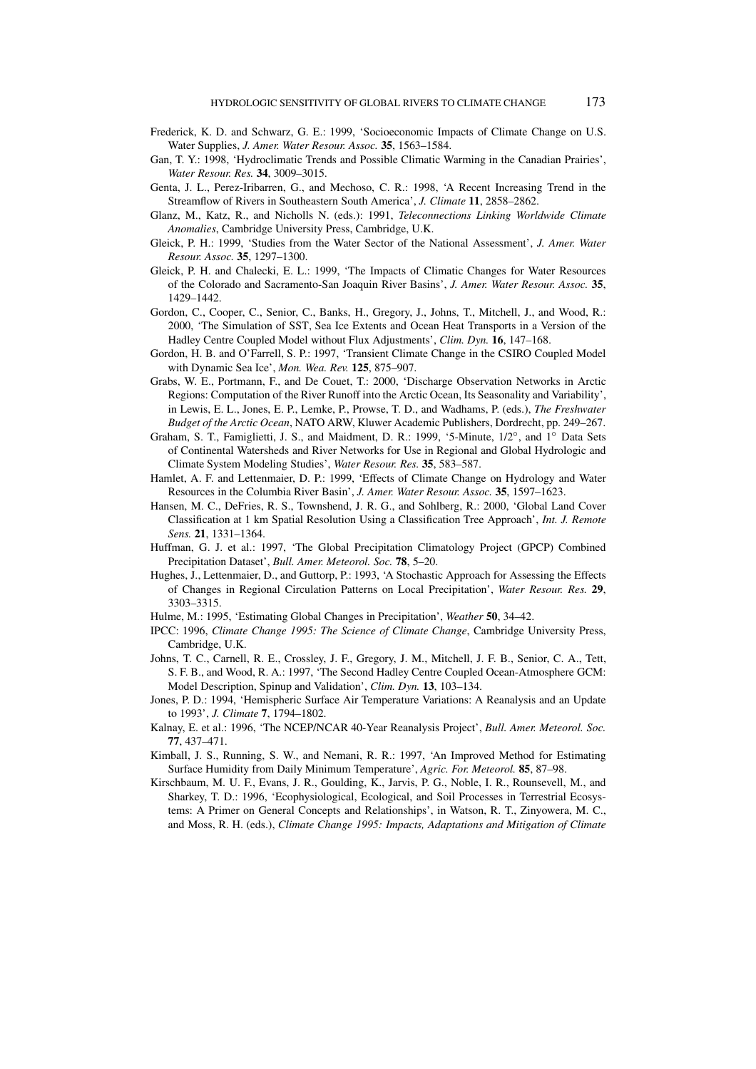Frederick, K. D. and Schwarz, G. E.: 1999, 'Socioeconomic Impacts of Climate Change on U.S. Water Supplies, *J. Amer. Water Resour. Assoc.* **35**, 1563–1584.

Gan, T. Y.: 1998, 'Hydroclimatic Trends and Possible Climatic Warming in the Canadian Prairies', *Water Resour. Res.* **34**, 3009–3015.

Genta, J. L., Perez-Iribarren, G., and Mechoso, C. R.: 1998, 'A Recent Increasing Trend in the Streamflow of Rivers in Southeastern South America', *J. Climate* **11**, 2858–2862.

Glanz, M., Katz, R., and Nicholls N. (eds.): 1991, *Teleconnections Linking Worldwide Climate Anomalies*, Cambridge University Press, Cambridge, U.K.

Gleick, P. H.: 1999, 'Studies from the Water Sector of the National Assessment', *J. Amer. Water Resour. Assoc.* **35**, 1297–1300.

Gleick, P. H. and Chalecki, E. L.: 1999, 'The Impacts of Climatic Changes for Water Resources of the Colorado and Sacramento-San Joaquin River Basins', *J. Amer. Water Resour. Assoc.* **35**, 1429–1442.

Gordon, C., Cooper, C., Senior, C., Banks, H., Gregory, J., Johns, T., Mitchell, J., and Wood, R.: 2000, 'The Simulation of SST, Sea Ice Extents and Ocean Heat Transports in a Version of the Hadley Centre Coupled Model without Flux Adjustments', *Clim. Dyn.* **16**, 147–168.

Gordon, H. B. and O'Farrell, S. P.: 1997, 'Transient Climate Change in the CSIRO Coupled Model with Dynamic Sea Ice', *Mon. Wea. Rev.* **125**, 875–907.

Grabs, W. E., Portmann, F., and De Couet, T.: 2000, 'Discharge Observation Networks in Arctic Regions: Computation of the River Runoff into the Arctic Ocean, Its Seasonality and Variability', in Lewis, E. L., Jones, E. P., Lemke, P., Prowse, T. D., and Wadhams, P. (eds.), *The Freshwater Budget of the Arctic Ocean*, NATO ARW, Kluwer Academic Publishers, Dordrecht, pp. 249–267.

Graham, S. T., Famiglietti, J. S., and Maidment, D. R.: 1999, '5-Minute, 1/2°, and 1° Data Sets of Continental Watersheds and River Networks for Use in Regional and Global Hydrologic and Climate System Modeling Studies', *Water Resour. Res.* **35**, 583–587.

Hamlet, A. F. and Lettenmaier, D. P.: 1999, 'Effects of Climate Change on Hydrology and Water Resources in the Columbia River Basin', *J. Amer. Water Resour. Assoc.* **35**, 1597–1623.

Hansen, M. C., DeFries, R. S., Townshend, J. R. G., and Sohlberg, R.: 2000, 'Global Land Cover Classification at 1 km Spatial Resolution Using a Classification Tree Approach', *Int. J. Remote Sens.* **21**, 1331–1364.

Huffman, G. J. et al.: 1997, 'The Global Precipitation Climatology Project (GPCP) Combined Precipitation Dataset', *Bull. Amer. Meteorol. Soc.* **78**, 5–20.

Hughes, J., Lettenmaier, D., and Guttorp, P.: 1993, 'A Stochastic Approach for Assessing the Effects of Changes in Regional Circulation Patterns on Local Precipitation', *Water Resour. Res.* **29**, 3303–3315.

Hulme, M.: 1995, 'Estimating Global Changes in Precipitation', *Weather* **50**, 34–42.

IPCC: 1996, *Climate Change 1995: The Science of Climate Change*, Cambridge University Press, Cambridge, U.K.

Johns, T. C., Carnell, R. E., Crossley, J. F., Gregory, J. M., Mitchell, J. F. B., Senior, C. A., Tett, S. F. B., and Wood, R. A.: 1997, 'The Second Hadley Centre Coupled Ocean-Atmosphere GCM: Model Description, Spinup and Validation', *Clim. Dyn.* **13**, 103–134.

Jones, P. D.: 1994, 'Hemispheric Surface Air Temperature Variations: A Reanalysis and an Update to 1993', *J. Climate* **7**, 1794–1802.

Kalnay, E. et al.: 1996, 'The NCEP/NCAR 40-Year Reanalysis Project', *Bull. Amer. Meteorol. Soc.* **77**, 437–471.

Kimball, J. S., Running, S. W., and Nemani, R. R.: 1997, 'An Improved Method for Estimating Surface Humidity from Daily Minimum Temperature', *Agric. For. Meteorol.* **85**, 87–98.

Kirschbaum, M. U. F., Evans, J. R., Goulding, K., Jarvis, P. G., Noble, I. R., Rounsevell, M., and Sharkey, T. D.: 1996, 'Ecophysiological, Ecological, and Soil Processes in Terrestrial Ecosystems: A Primer on General Concepts and Relationships', in Watson, R. T., Zinyowera, M. C., and Moss, R. H. (eds.), *Climate Change 1995: Impacts, Adaptations and Mitigation of Climate*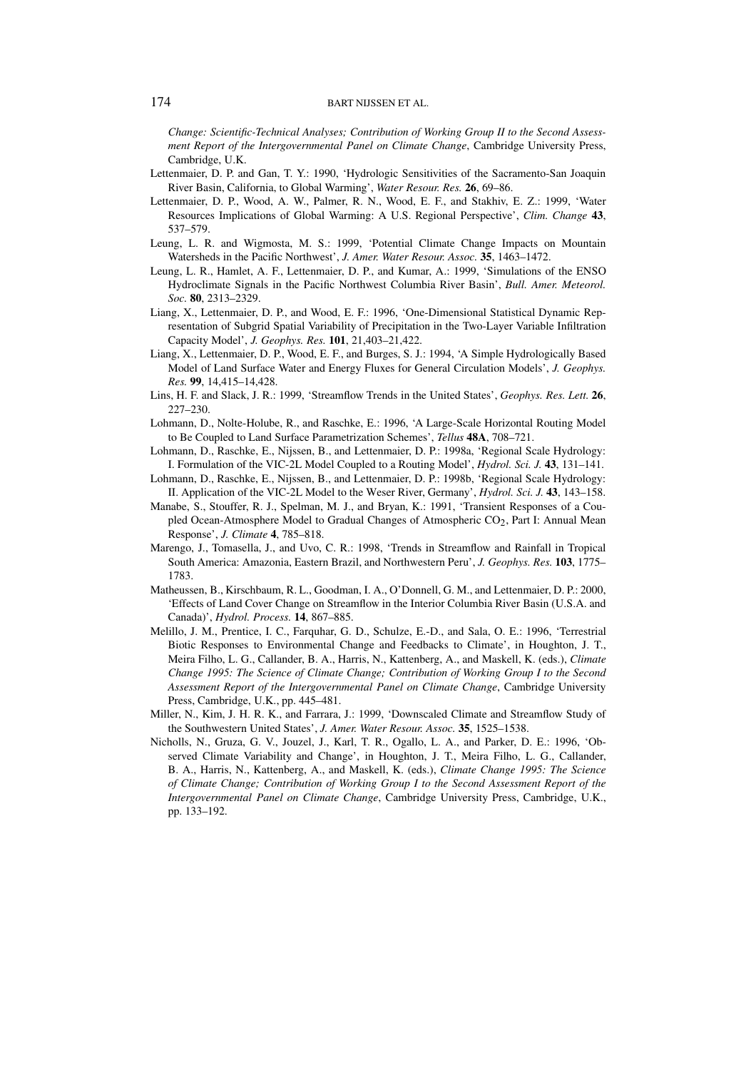*Change: Scientific-Technical Analyses; Contribution of Working Group II to the Second Assessment Report of the Intergovernmental Panel on Climate Change*, Cambridge University Press, Cambridge, U.K.

Lettenmaier, D. P. and Gan, T. Y.: 1990, 'Hydrologic Sensitivities of the Sacramento-San Joaquin River Basin, California, to Global Warming', *Water Resour. Res.* **26**, 69–86.

Lettenmaier, D. P., Wood, A. W., Palmer, R. N., Wood, E. F., and Stakhiv, E. Z.: 1999, 'Water Resources Implications of Global Warming: A U.S. Regional Perspective', *Clim. Change* **43**, 537–579.

Leung, L. R. and Wigmosta, M. S.: 1999, 'Potential Climate Change Impacts on Mountain Watersheds in the Pacific Northwest', *J. Amer. Water Resour. Assoc.* **35**, 1463–1472.

Leung, L. R., Hamlet, A. F., Lettenmaier, D. P., and Kumar, A.: 1999, 'Simulations of the ENSO Hydroclimate Signals in the Pacific Northwest Columbia River Basin', *Bull. Amer. Meteorol. Soc.* **80**, 2313–2329.

Liang, X., Lettenmaier, D. P., and Wood, E. F.: 1996, 'One-Dimensional Statistical Dynamic Representation of Subgrid Spatial Variability of Precipitation in the Two-Layer Variable Infiltration Capacity Model', *J. Geophys. Res.* **101**, 21,403–21,422.

Liang, X., Lettenmaier, D. P., Wood, E. F., and Burges, S. J.: 1994, 'A Simple Hydrologically Based Model of Land Surface Water and Energy Fluxes for General Circulation Models', *J. Geophys. Res.* **99**, 14,415–14,428.

Lins, H. F. and Slack, J. R.: 1999, 'Streamflow Trends in the United States', *Geophys. Res. Lett.* **26**, 227–230.

Lohmann, D., Nolte-Holube, R., and Raschke, E.: 1996, 'A Large-Scale Horizontal Routing Model to Be Coupled to Land Surface Parametrization Schemes', *Tellus* **48A**, 708–721.

Lohmann, D., Raschke, E., Nijssen, B., and Lettenmaier, D. P.: 1998a, 'Regional Scale Hydrology: I. Formulation of the VIC-2L Model Coupled to a Routing Model', *Hydrol. Sci. J.* **43**, 131–141.

Lohmann, D., Raschke, E., Nijssen, B., and Lettenmaier, D. P.: 1998b, 'Regional Scale Hydrology: II. Application of the VIC-2L Model to the Weser River, Germany', *Hydrol. Sci. J.* **43**, 143–158.

Manabe, S., Stouffer, R. J., Spelman, M. J., and Bryan, K.: 1991, 'Transient Responses of a Coupled Ocean-Atmosphere Model to Gradual Changes of Atmospheric $CO_2$, Part I: Annual Mean Response', *J. Climate* **4**, 785–818.

Marengo, J., Tomasella, J., and Uvo, C. R.: 1998, 'Trends in Streamflow and Rainfall in Tropical South America: Amazonia, Eastern Brazil, and Northwestern Peru', *J. Geophys. Res.* **103**, 1775–1783.

Matheussen, B., Kirschbaum, R. L., Goodman, I. A., O'Donnell, G. M., and Lettenmaier, D. P.: 2000, 'Effects of Land Cover Change on Streamflow in the Interior Columbia River Basin (U.S.A. and Canada)', *Hydrol. Process.* **14**, 867–885.

Melillo, J. M., Prentice, I. C., Farquhar, G. D., Schulze, E.-D., and Sala, O. E.: 1996, 'Terrestrial Biotic Responses to Environmental Change and Feedbacks to Climate', in Houghton, J. T., Meira Filho, L. G., Callander, B. A., Harris, N., Kattenberg, A., and Maskell, K. (eds.), *Climate Change 1995: The Science of Climate Change; Contribution of Working Group I to the Second Assessment Report of the Intergovernmental Panel on Climate Change*, Cambridge University Press, Cambridge, U.K., pp. 445–481.

Miller, N., Kim, J. H. R. K., and Farrara, J.: 1999, 'Downscaled Climate and Streamflow Study of the Southwestern United States', *J. Amer. Water Resour. Assoc.* **35**, 1525–1538.

Nicholls, N., Gruza, G. V., Jouzel, J., Karl, T. R., Ogallo, L. A., and Parker, D. E.: 1996, 'Observed Climate Variability and Change', in Houghton, J. T., Meira Filho, L. G., Callander, B. A., Harris, N., Kattenberg, A., and Maskell, K. (eds.), *Climate Change 1995: The Science of Climate Change; Contribution of Working Group I to the Second Assessment Report of the Intergovernmental Panel on Climate Change*, Cambridge University Press, Cambridge, U.K., pp. 133–192.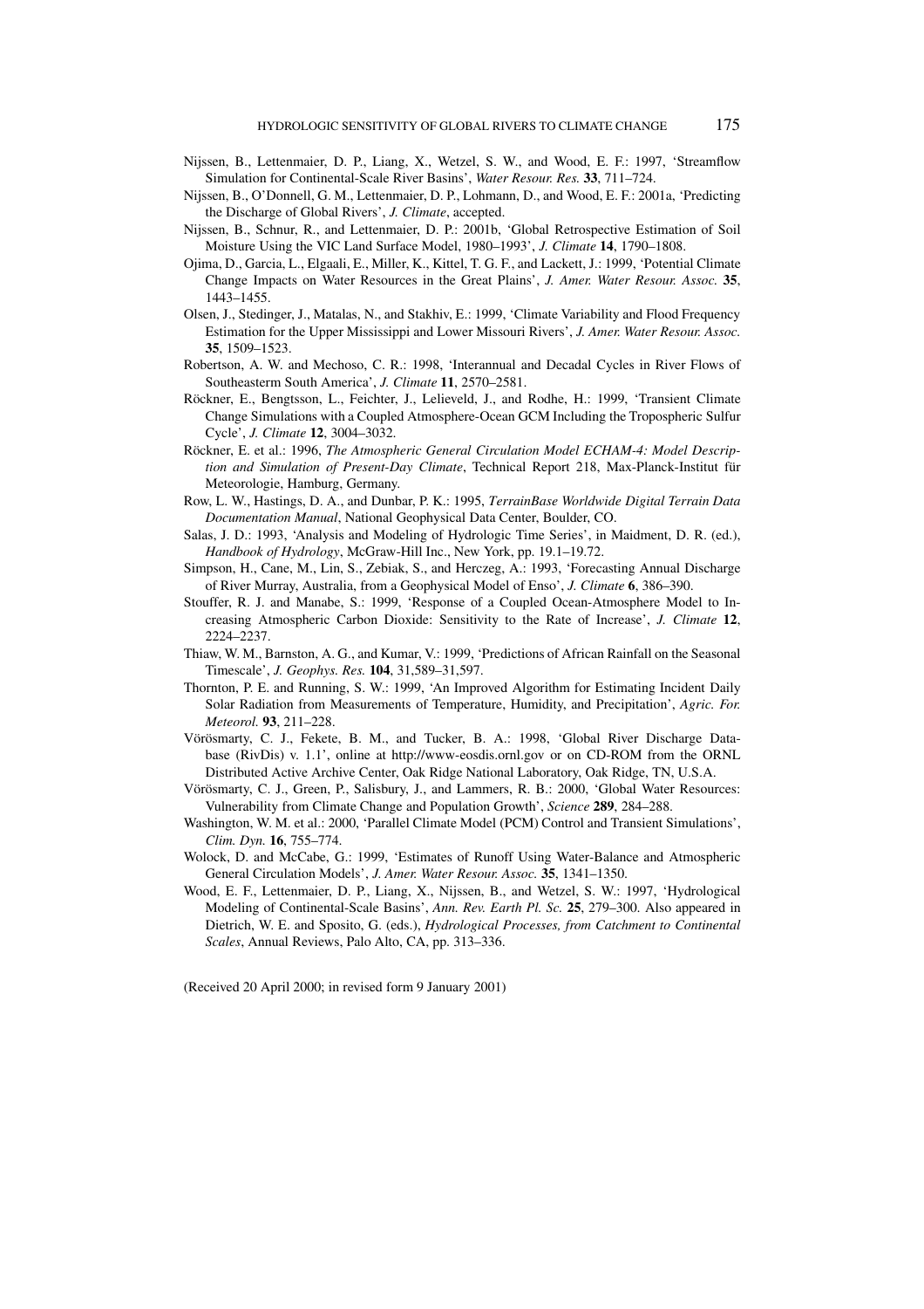Nijssen, B., Lettenmaier, D. P., Liang, X., Wetzel, S. W., and Wood, E. F.: 1997, 'Streamflow Simulation for Continental-Scale River Basins', *Water Resour. Res.* **33**, 711–724.

Nijssen, B., O'Donnell, G. M., Lettenmaier, D. P., Lohmann, D., and Wood, E. F.: 2001a, 'Predicting the Discharge of Global Rivers', *J. Climate*, accepted.

Nijssen, B., Schnur, R., and Lettenmaier, D. P.: 2001b, 'Global Retrospective Estimation of Soil Moisture Using the VIC Land Surface Model, 1980–1993', *J. Climate* **14**, 1790–1808.

Ojima, D., Garcia, L., Elgaali, E., Miller, K., Kittel, T. G. F., and Lackett, J.: 1999, 'Potential Climate Change Impacts on Water Resources in the Great Plains', *J. Amer. Water Resour. Assoc.* **35**, 1443–1455.

Olsen, J., Stedinger, J., Matalas, N., and Stakhiv, E.: 1999, 'Climate Variability and Flood Frequency Estimation for the Upper Mississippi and Lower Missouri Rivers', *J. Amer. Water Resour. Assoc.* **35**, 1509–1523.

Robertson, A. W. and Mechoso, C. R.: 1998, 'Interannual and Decadal Cycles in River Flows of Southeasterm South America', *J. Climate* **11**, 2570–2581.

Röckner, E., Bengtsson, L., Feichter, J., Lelieveld, J., and Rodhe, H.: 1999, 'Transient Climate Change Simulations with a Coupled Atmosphere-Ocean GCM Including the Tropospheric Sulfur Cycle', *J. Climate* **12**, 3004–3032.

Röckner, E. et al.: 1996, *The Atmospheric General Circulation Model ECHAM-4: Model Description and Simulation of Present-Day Climate*, Technical Report 218, Max-Planck-Institut für Meteorologie, Hamburg, Germany.

Row, L. W., Hastings, D. A., and Dunbar, P. K.: 1995, *TerrainBase Worldwide Digital Terrain Data Documentation Manual*, National Geophysical Data Center, Boulder, CO.

Salas, J. D.: 1993, 'Analysis and Modeling of Hydrologic Time Series', in Maidment, D. R. (ed.), *Handbook of Hydrology*, McGraw-Hill Inc., New York, pp. 19.1–19.72.

Simpson, H., Cane, M., Lin, S., Zebiak, S., and Herczeg, A.: 1993, 'Forecasting Annual Discharge of River Murray, Australia, from a Geophysical Model of Enso', *J. Climate* **6**, 386–390.

Stouffer, R. J. and Manabe, S.: 1999, 'Response of a Coupled Ocean-Atmosphere Model to Increasing Atmospheric Carbon Dioxide: Sensitivity to the Rate of Increase', *J. Climate* **12**, 2224–2237.

Thiaw, W. M., Barnston, A. G., and Kumar, V.: 1999, 'Predictions of African Rainfall on the Seasonal Timescale', *J. Geophys. Res.* **104**, 31,589–31,597.

Thornton, P. E. and Running, S. W.: 1999, 'An Improved Algorithm for Estimating Incident Daily Solar Radiation from Measurements of Temperature, Humidity, and Precipitation', *Agric. For. Meteorol.* **93**, 211–228.

Vörösmarty, C. J., Fekete, B. M., and Tucker, B. A.: 1998, 'Global River Discharge Database (RivDis) v. 1.1', online at http://www-eosdis.ornl.gov or on CD-ROM from the ORNL Distributed Active Archive Center, Oak Ridge National Laboratory, Oak Ridge, TN, U.S.A.

Vörösmarty, C. J., Green, P., Salisbury, J., and Lammers, R. B.: 2000, 'Global Water Resources: Vulnerability from Climate Change and Population Growth', *Science* **289**, 284–288.

Washington, W. M. et al.: 2000, 'Parallel Climate Model (PCM) Control and Transient Simulations', *Clim. Dyn.* **16**, 755–774.

Wolock, D. and McCabe, G.: 1999, 'Estimates of Runoff Using Water-Balance and Atmospheric General Circulation Models', *J. Amer. Water Resour. Assoc.* **35**, 1341–1350.

Wood, E. F., Lettenmaier, D. P., Liang, X., Nijssen, B., and Wetzel, S. W.: 1997, 'Hydrological Modeling of Continental-Scale Basins', *Ann. Rev. Earth Pl. Sc.* **25**, 279–300. Also appeared in Dietrich, W. E. and Sposito, G. (eds.), *Hydrological Processes, from Catchment to Continental Scales*, Annual Reviews, Palo Alto, CA, pp. 313–336.

(Received 20 April 2000; in revised form 9 January 2001)